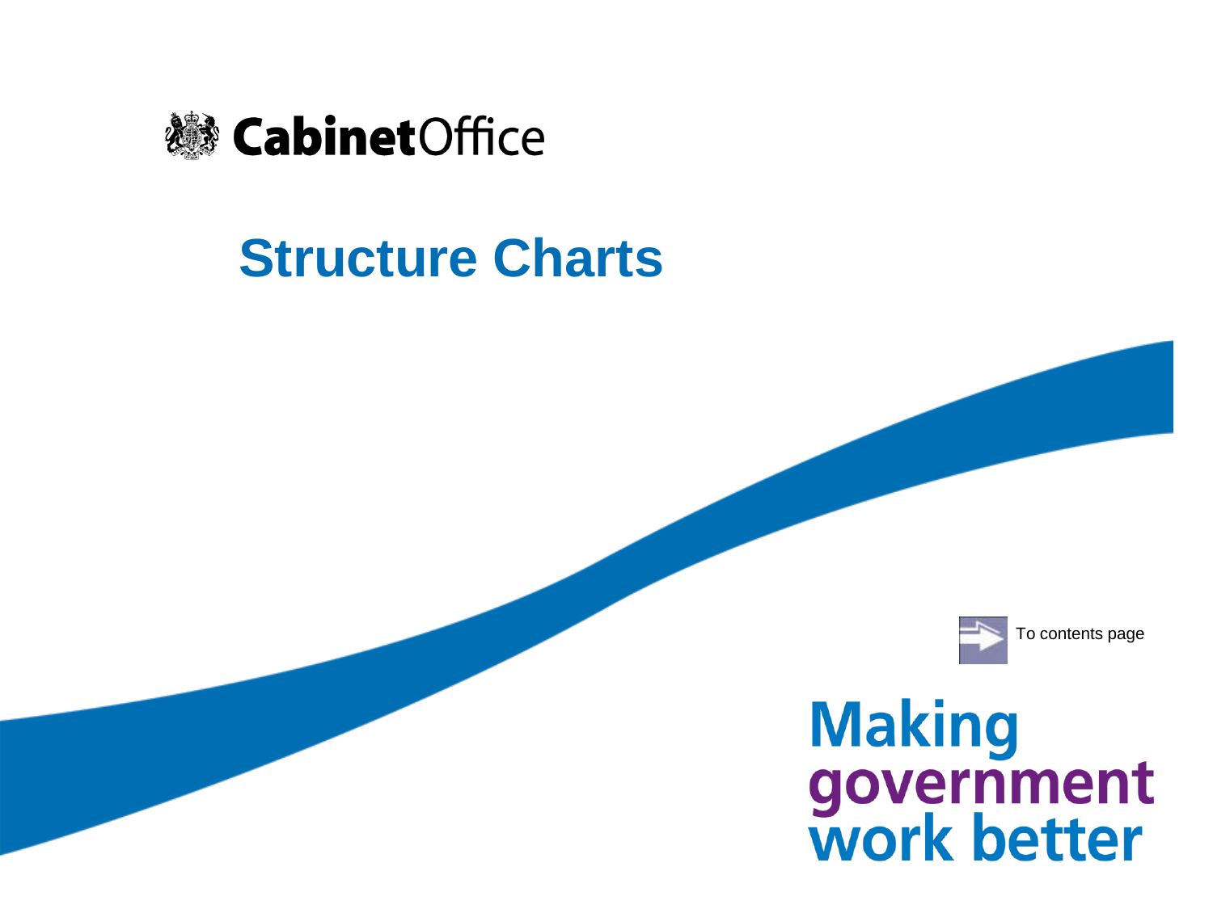Cabinet Office

# Structure Charts

To contents page

Making government work better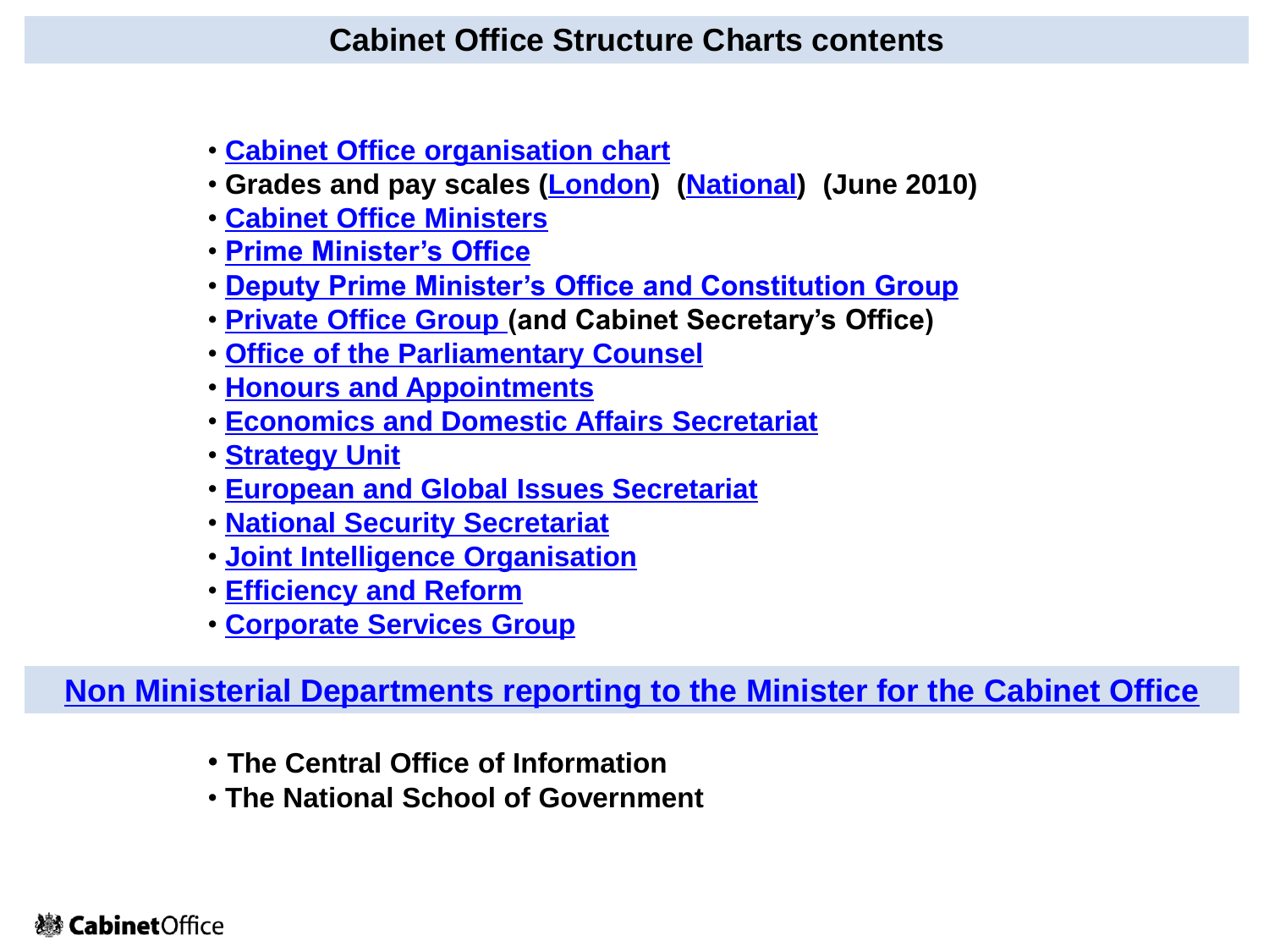# Cabinet Office Structure Charts contents

- **Cabinet Office organisation chart**
- **Grades and pay scales (London) (National) (June 2010)**
- **Cabinet Office Ministers**
- **Prime Minister's Office**
- **Deputy Prime Minister's Office and Constitution Group**
- **Private Office Group (and Cabinet Secretary's Office)**
- **Office of the Parliamentary Counsel**
- **Honours and Appointments**
- **Economics and Domestic Affairs Secretariat**
- **Strategy Unit**
- **European and Global Issues Secretariat**
- **National Security Secretariat**
- **Joint Intelligence Organisation**
- **Efficiency and Reform**
- **Corporate Services Group**

## Non Ministerial Departments reporting to the Minister for the Cabinet Office

- **The Central Office of Information**
- **The National School of Government**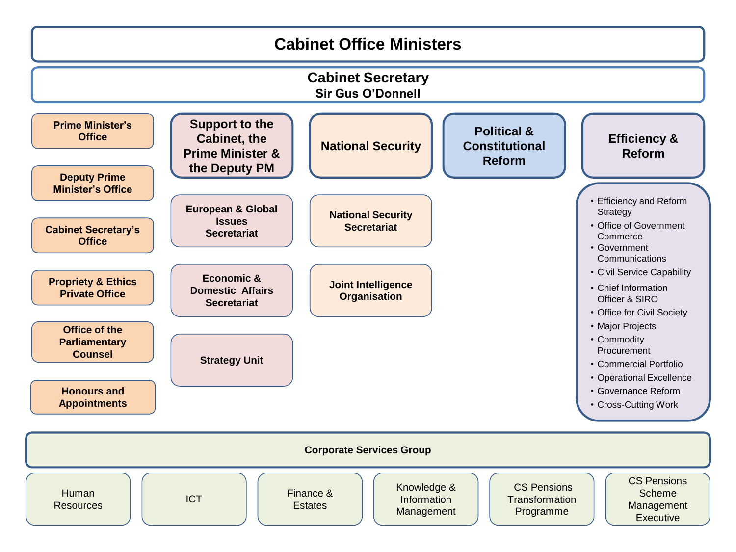# Cabinet Office Ministers

## Cabinet Secretary
**Sir Gus O'Donnell**

**Prime Minister's Office**

**Deputy Prime Minister's Office**

**Cabinet Secretary's Office**

**Propriety & Ethics Private Office**

**Office of the Parliamentary Counsel**

**Honours and Appointments**

### Support to the Cabinet, the Prime Minister & the Deputy PM

- European & Global Issues Secretariat
- Economic & Domestic Affairs Secretariat
- Strategy Unit

### National Security

- National Security Secretariat
- Joint Intelligence Organisation

### Political & Constitutional Reform

### Efficiency & Reform

- Efficiency and Reform Strategy
- Office of Government Commerce
- Government Communications
- Civil Service Capability
- Chief Information Officer & SIRO
- Office for Civil Society
- Major Projects
- Commodity Procurement
- Commercial Portfolio
- Operational Excellence
- Governance Reform
- Cross-Cutting Work

### Corporate Services Group

- Human Resources
- ICT
- Finance & Estates
- Knowledge & Information Management
- CS Pensions Transformation Programme
- CS Pensions Scheme Management Executive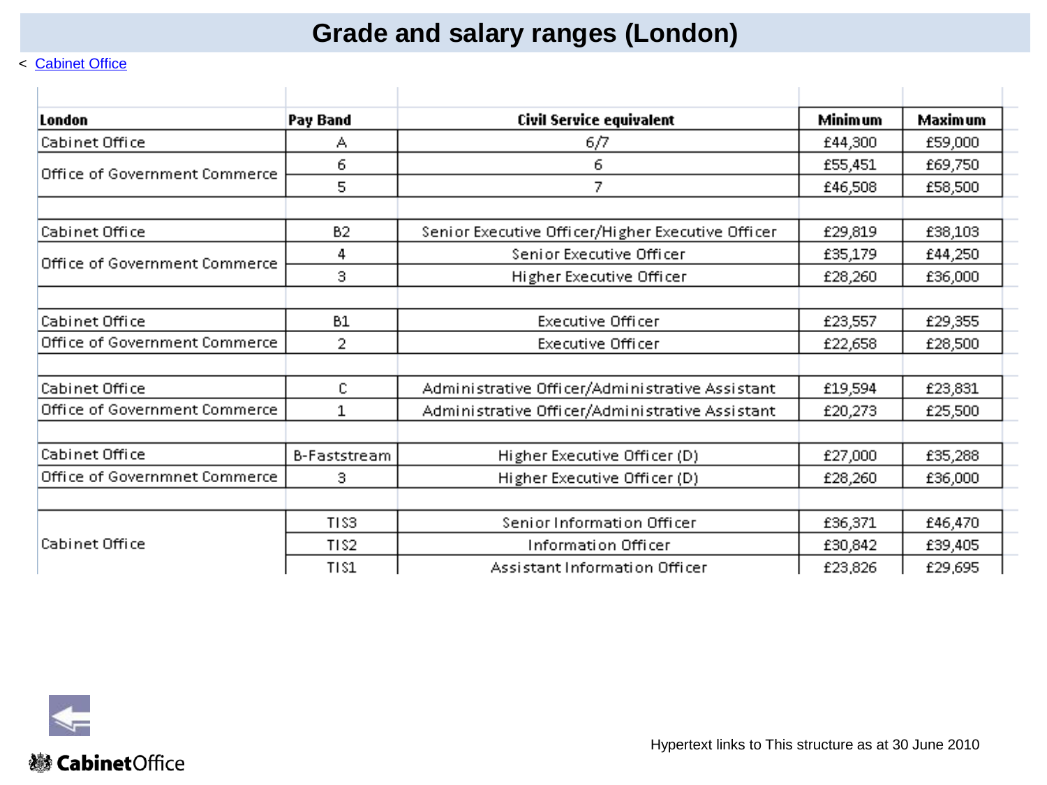# Grade and salary ranges (London)

< Cabinet Office

| London | Pay Band | Civil Service equivalent | Minimum | Maximum |
|---|---|---|---|---|
| Cabinet Office | A | 6/7 | £44,300 | £59,000 |
| Office of Government Commerce | 6 | 6 | £55,451 | £69,750 |
| | 5 | 7 | £46,508 | £58,500 |
| | | | | |
| Cabinet Office | B2 | Senior Executive Officer/Higher Executive Officer | £29,819 | £38,103 |
| Office of Government Commerce | 4 | Senior Executive Officer | £35,179 | £44,250 |
| | 3 | Higher Executive Officer | £28,260 | £36,000 |
| | | | | |
| Cabinet Office | B1 | Executive Officer | £23,557 | £29,355 |
| Office of Government Commerce | 2 | Executive Officer | £22,658 | £28,500 |
| | | | | |
| Cabinet Office | C | Administrative Officer/Administrative Assistant | £19,594 | £23,831 |
| Office of Government Commerce | 1 | Administrative Officer/Administrative Assistant | £20,273 | £25,500 |
| | | | | |
| Cabinet Office | B-Faststream | Higher Executive Officer (D) | £27,000 | £35,288 |
| Office of Governmnet Commerce | 3 | Higher Executive Officer (D) | £28,260 | £36,000 |
| | | | | |
| Cabinet Office | TIS3 | Senior Information Officer | £36,371 | £46,470 |
| | TIS2 | Information Officer | £30,842 | £39,405 |
| | TIS1 | Assistant Information Officer | £23,826 | £29,695 |

Hypertext links to This structure as at 30 June 2010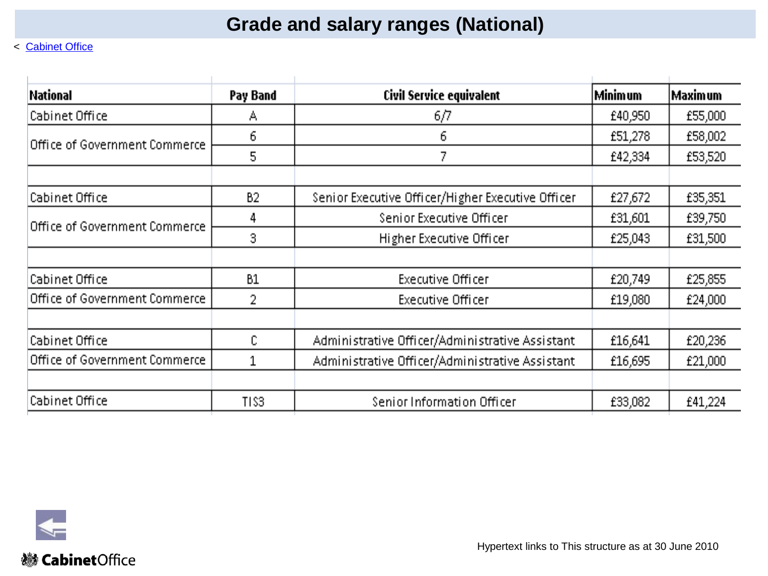# Grade and salary ranges (National)

< Cabinet Office

| National | Pay Band | Civil Service equivalent | Minimum | Maximum |
|---|---|---|---|---|
| Cabinet Office | A | 6/7 | £40,950 | £55,000 |
| Office of Government Commerce | 6 | 6 | £51,278 | £58,002 |
| | 5 | 7 | £42,334 | £53,520 |
| | | | | |
| Cabinet Office | B2 | Senior Executive Officer/Higher Executive Officer | £27,672 | £35,351 |
| Office of Government Commerce | 4 | Senior Executive Officer | £31,601 | £39,750 |
| | 3 | Higher Executive Officer | £25,043 | £31,500 |
| | | | | |
| Cabinet Office | B1 | Executive Officer | £20,749 | £25,855 |
| Office of Government Commerce | 2 | Executive Officer | £19,080 | £24,000 |
| | | | | |
| Cabinet Office | C | Administrative Officer/Administrative Assistant | £16,641 | £20,236 |
| Office of Government Commerce | 1 | Administrative Officer/Administrative Assistant | £16,695 | £21,000 |
| | | | | |
| Cabinet Office | TIS3 | Senior Information Officer | £33,082 | £41,224 |

Cabinet Office

Hypertext links to This structure as at 30 June 2010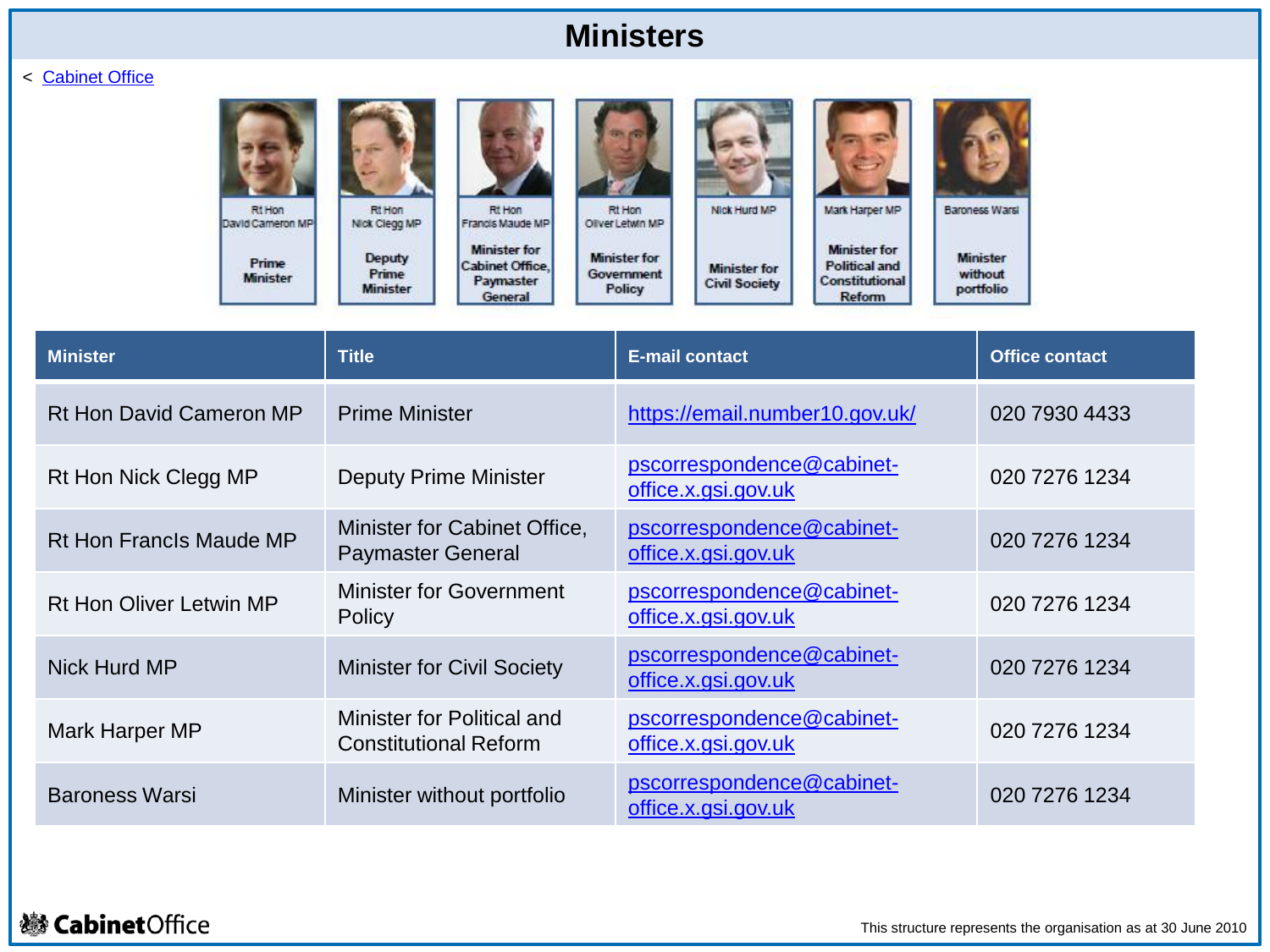# Ministers

< Cabinet Office

| Rt Hon David Cameron MP | Rt Hon Nick Clegg MP | Rt Hon Francis Maude MP | Rt Hon Oliver Letwin MP | Nick Hurd MP | Mark Harper MP | Baroness Warsi |
|---|---|---|---|---|---|---|
| **Prime Minister** | **Deputy Prime Minister** | **Minister for Cabinet Office, Paymaster General** | **Minister for Government Policy** | **Minister for Civil Society** | **Minister for Political and Constitutional Reform** | **Minister without portfolio** |

| Minister | Title | E-mail contact | Office contact |
|---|---|---|---|
| Rt Hon David Cameron MP | Prime Minister | https://email.number10.gov.uk/ | 020 7930 4433 |
| Rt Hon Nick Clegg MP | Deputy Prime Minister | pscorrespondence@cabinet-office.x.gsi.gov.uk | 020 7276 1234 |
| Rt Hon Francls Maude MP | Minister for Cabinet Office, Paymaster General | pscorrespondence@cabinet-office.x.gsi.gov.uk | 020 7276 1234 |
| Rt Hon Oliver Letwin MP | Minister for Government Policy | pscorrespondence@cabinet-office.x.gsi.gov.uk | 020 7276 1234 |
| Nick Hurd MP | Minister for Civil Society | pscorrespondence@cabinet-office.x.gsi.gov.uk | 020 7276 1234 |
| Mark Harper MP | Minister for Political and Constitutional Reform | pscorrespondence@cabinet-office.x.gsi.gov.uk | 020 7276 1234 |
| Baroness Warsi | Minister without portfolio | pscorrespondence@cabinet-office.x.gsi.gov.uk | 020 7276 1234 |

CabinetOffice

This structure represents the organisation as at 30 June 2010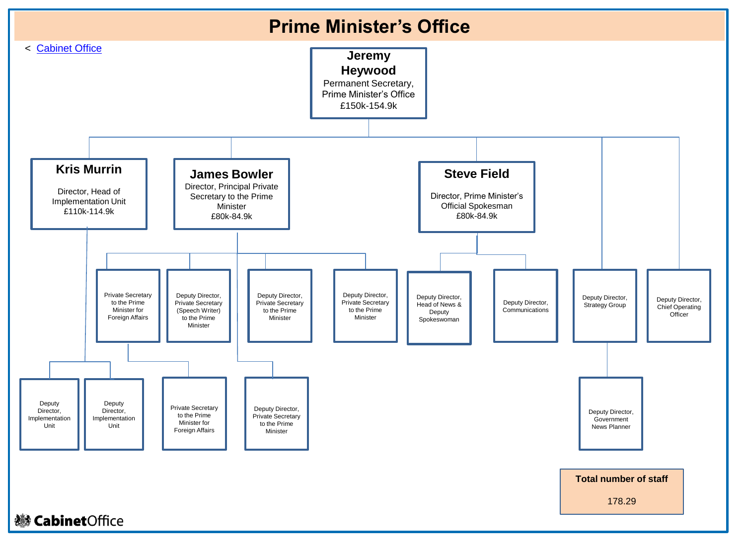# Prime Minister's Office

< [Cabinet Office]

**Jeremy Heywood**
Permanent Secretary, Prime Minister's Office
£150k-154.9k

- **Kris Murrin**
  Director, Head of Implementation Unit
  £110k-114.9k
  - Deputy Director, Implementation Unit
  - Deputy Director, Implementation Unit
- **James Bowler**
  Director, Principal Private Secretary to the Prime Minister
  £80k-84.9k
  - Private Secretary to the Prime Minister for Foreign Affairs
    - Private Secretary to the Prime Minister for Foreign Affairs
  - Deputy Director, Private Secretary (Speech Writer) to the Prime Minister
  - Deputy Director, Private Secretary to the Prime Minister
  - Deputy Director, Private Secretary to the Prime Minister
  - Deputy Director, Private Secretary to the Prime Minister
- **Steve Field**
  Director, Prime Minister's Official Spokesman
  £80k-84.9k
  - Deputy Director, Head of News & Deputy Spokeswoman
  - Deputy Director, Communications
- Deputy Director, Strategy Group
  - Deputy Director, Government News Planner
- Deputy Director, Chief Operating Officer

**Total number of staff**

178.29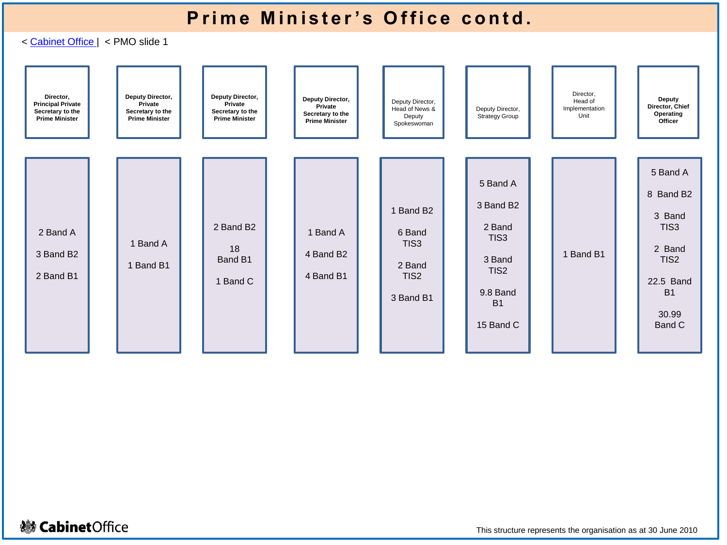# Prime Minister's Office contd.

< Cabinet Office | < PMO slide 1

| Director, Principal Private Secretary to the Prime Minister | Deputy Director, Private Secretary to the Prime Minister | Deputy Director, Private Secretary to the Prime Minister | Deputy Director, Private Secretary to the Prime Minister | Deputy Director, Head of News & Deputy Spokeswoman | Deputy Director, Strategy Group | Director, Head of Implementation Unit | Deputy Director, Chief Operating Officer |
|---|---|---|---|---|---|---|---|
| 2 Band A<br>3 Band B2<br>2 Band B1 | 1 Band A<br>1 Band B1 | 2 Band B2<br>18 Band B1<br>1 Band C | 1 Band A<br>4 Band B2<br>4 Band B1 | 1 Band B2<br>6 Band TIS3<br>2 Band TIS2<br>3 Band B1 | 5 Band A<br>3 Band B2<br>2 Band TIS3<br>3 Band TIS2<br>9.8 Band B1<br>15 Band C | 1 Band B1 | 5 Band A<br>8 Band B2<br>3 Band TIS3<br>2 Band TIS2<br>22.5 Band B1<br>30.99 Band C |

This structure represents the organisation as at 30 June 2010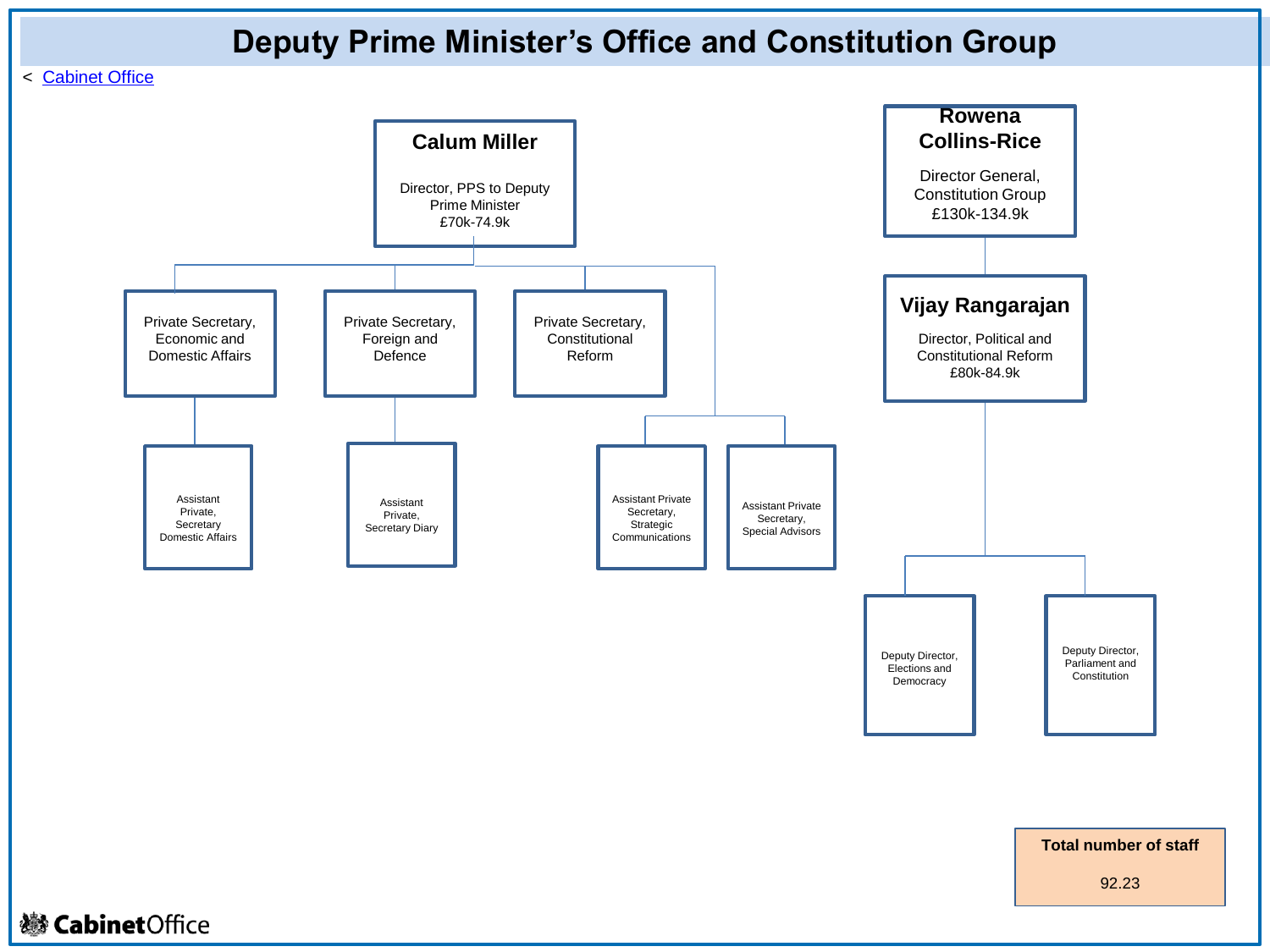# Deputy Prime Minister's Office and Constitution Group

< [Cabinet Office]

**Calum Miller**

Director, PPS to Deputy Prime Minister
£70k-74.9k

- Private Secretary, Economic and Domestic Affairs
  - Assistant Private, Secretary Domestic Affairs
- Private Secretary, Foreign and Defence
  - Assistant Private, Secretary Diary
- Private Secretary, Constitutional Reform
- Assistant Private Secretary, Strategic Communications
- Assistant Private Secretary, Special Advisors

**Rowena Collins-Rice**

Director General, Constitution Group
£130k-134.9k

- **Vijay Rangarajan**

  Director, Political and Constitutional Reform
  £80k-84.9k

  - Deputy Director, Elections and Democracy
  - Deputy Director, Parliament and Constitution

**Total number of staff**

92.23

CabinetOffice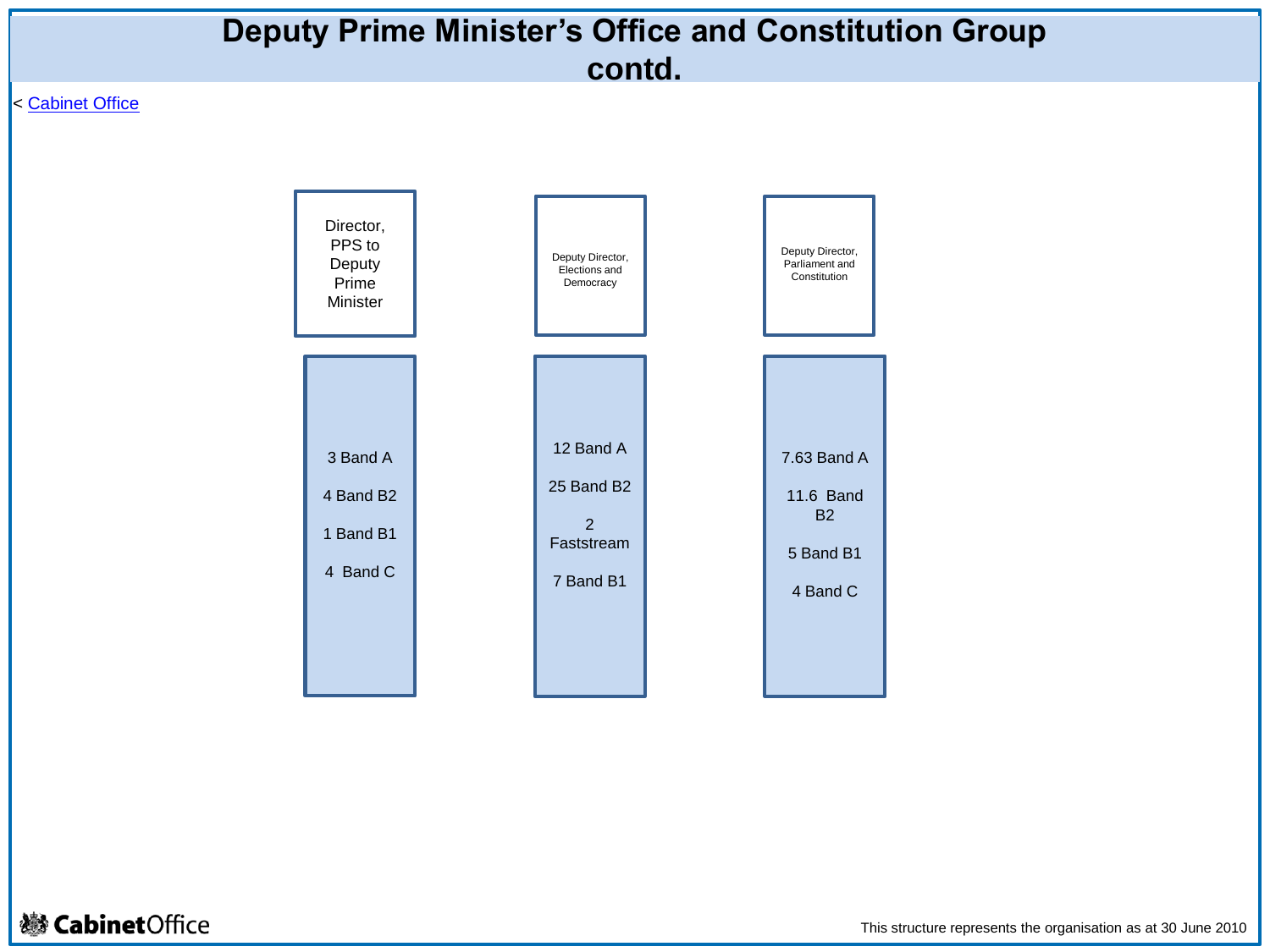# Deputy Prime Minister's Office and Constitution Group contd.

< [Cabinet Office]

| Director, PPS to Deputy Prime Minister | Deputy Director, Elections and Democracy | Deputy Director, Parliament and Constitution |
|---|---|---|
| 3 Band A | 12 Band A | 7.63 Band A |
| 4 Band B2 | 25 Band B2 | 11.6 Band B2 |
| 1 Band B1 | 2 Faststream | 5 Band B1 |
| 4 Band C | 7 Band B1 | 4 Band C |

Cabinet Office

This structure represents the organisation as at 30 June 2010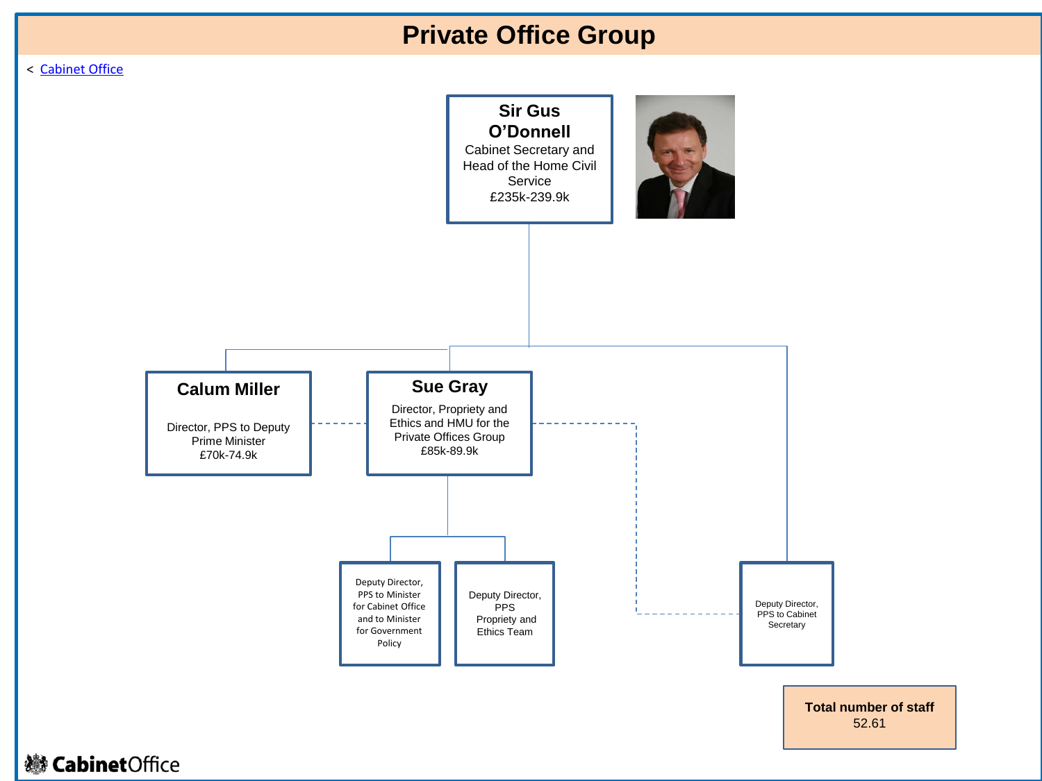# Private Office Group

< Cabinet Office

**Sir Gus O'Donnell**
Cabinet Secretary and Head of the Home Civil Service
£235k-239.9k

**Calum Miller**
Director, PPS to Deputy Prime Minister
£70k-74.9k

**Sue Gray**
Director, Propriety and Ethics and HMU for the Private Offices Group
£85k-89.9k

Deputy Director, PPS to Minister for Cabinet Office and to Minister for Government Policy

Deputy Director, PPS Propriety and Ethics Team

Deputy Director, PPS to Cabinet Secretary

**Total number of staff**
52.61

Cabinet Office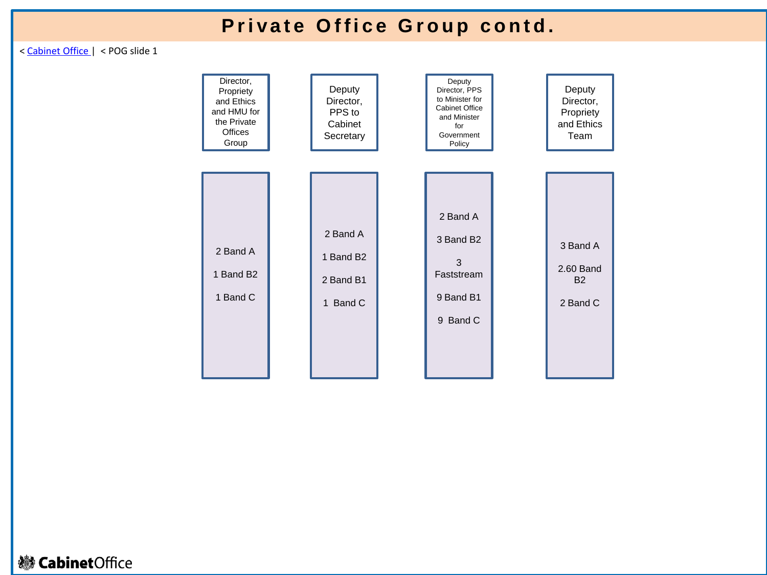# Private Office Group contd.

< [Cabinet Office](#) | < POG slide 1

| Director, Propriety and Ethics and HMU for the Private Offices Group | Deputy Director, PPS to Cabinet Secretary | Deputy Director, PPS to Minister for Cabinet Office and Minister for Government Policy | Deputy Director, Propriety and Ethics Team |
| --- | --- | --- | --- |
| 2 Band A<br>1 Band B2<br>1 Band C | 2 Band A<br>1 Band B2<br>2 Band B1<br>1 Band C | 2 Band A<br>3 Band B2<br>3 Faststream<br>9 Band B1<br>9 Band C | 3 Band A<br>2.60 Band B2<br>2 Band C |

Cabinet Office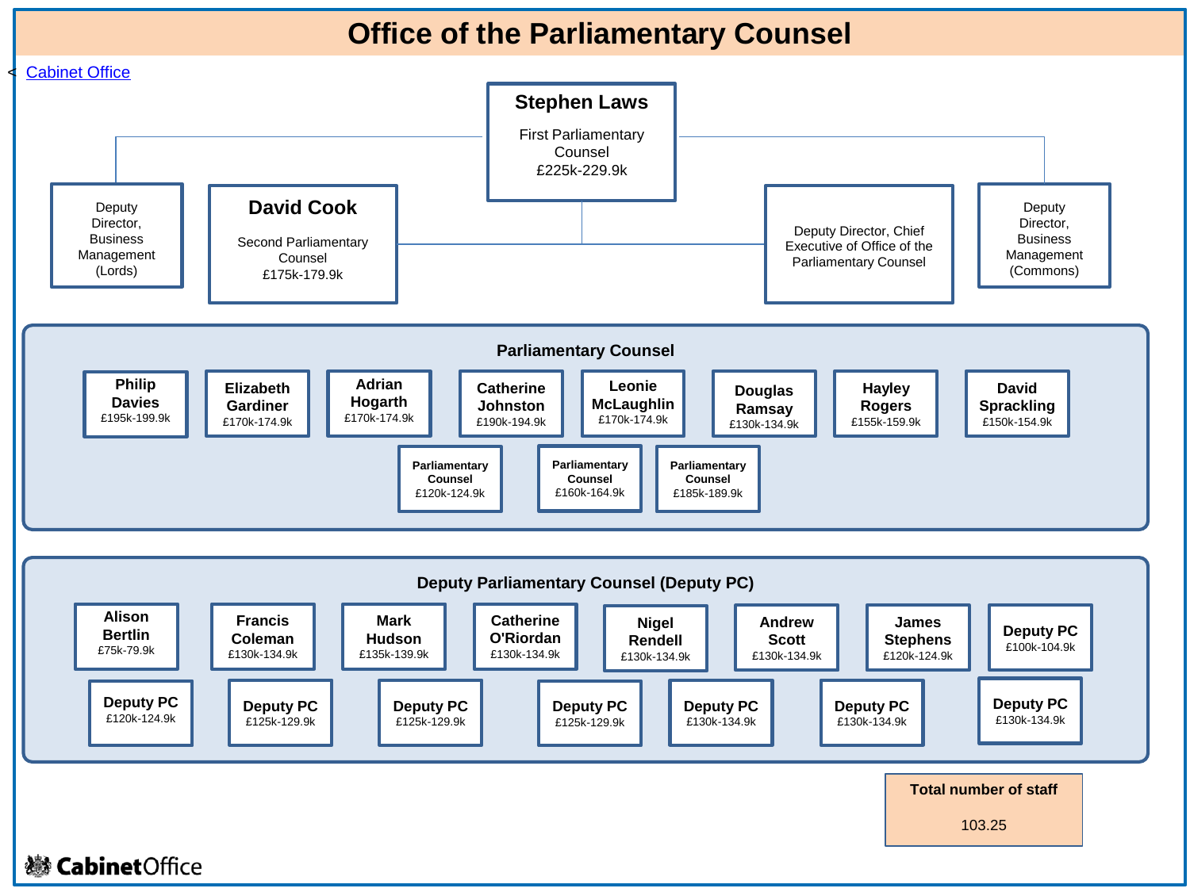# Office of the Parliamentary Counsel

< Cabinet Office

**Stephen Laws**
First Parliamentary Counsel
£225k-229.9k

- Deputy Director, Business Management (Lords)
- **David Cook** — Second Parliamentary Counsel — £175k-179.9k
- Deputy Director, Chief Executive of Office of the Parliamentary Counsel
- Deputy Director, Business Management (Commons)

## Parliamentary Counsel

| Name | Salary |
|---|---|
| **Philip Davies** | £195k-199.9k |
| **Elizabeth Gardiner** | £170k-174.9k |
| **Adrian Hogarth** | £170k-174.9k |
| **Catherine Johnston** | £190k-194.9k |
| **Leonie McLaughlin** | £170k-174.9k |
| **Douglas Ramsay** | £130k-134.9k |
| **Hayley Rogers** | £155k-159.9k |
| **David Sprackling** | £150k-154.9k |
| **Parliamentary Counsel** | £120k-124.9k |
| **Parliamentary Counsel** | £160k-164.9k |
| **Parliamentary Counsel** | £185k-189.9k |

## Deputy Parliamentary Counsel (Deputy PC)

| Name | Salary |
|---|---|
| **Alison Bertlin** | £75k-79.9k |
| **Francis Coleman** | £130k-134.9k |
| **Mark Hudson** | £135k-139.9k |
| **Catherine O'Riordan** | £130k-134.9k |
| **Nigel Rendell** | £130k-134.9k |
| **Andrew Scott** | £130k-134.9k |
| **James Stephens** | £120k-124.9k |
| **Deputy PC** | £100k-104.9k |
| **Deputy PC** | £120k-124.9k |
| **Deputy PC** | £125k-129.9k |
| **Deputy PC** | £125k-129.9k |
| **Deputy PC** | £125k-129.9k |
| **Deputy PC** | £130k-134.9k |
| **Deputy PC** | £130k-134.9k |
| **Deputy PC** | £130k-134.9k |

**Total number of staff**

103.25

Cabinet Office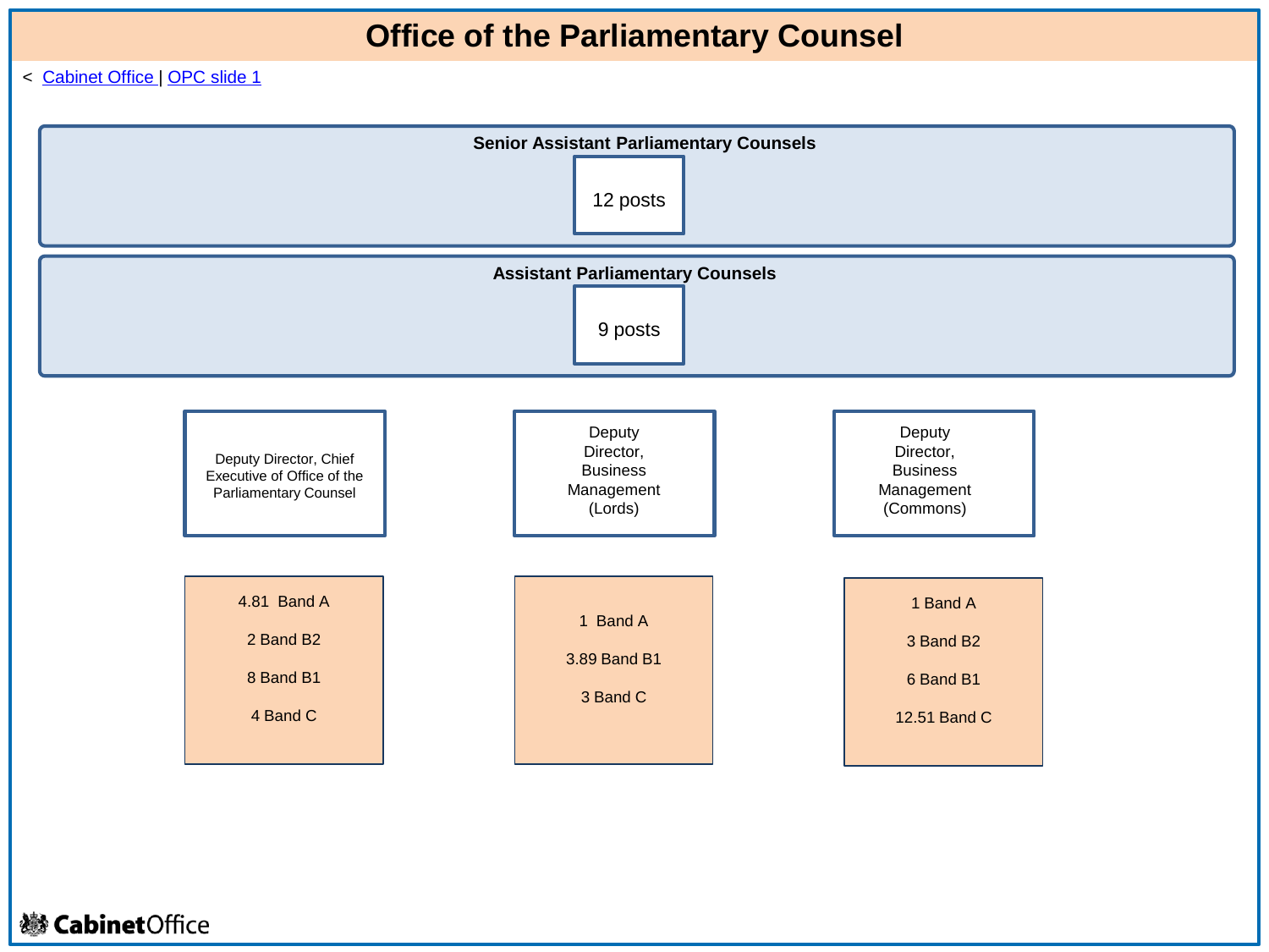# Office of the Parliamentary Counsel

< [Cabinet Office](#) | [OPC slide 1](#)

**Senior Assistant Parliamentary Counsels**

12 posts

**Assistant Parliamentary Counsels**

9 posts

| Deputy Director, Chief Executive of Office of the Parliamentary Counsel | Deputy Director, Business Management (Lords) | Deputy Director, Business Management (Commons) |
|---|---|---|
| 4.81 Band A<br>2 Band B2<br>8 Band B1<br>4 Band C | 1 Band A<br>3.89 Band B1<br>3 Band C | 1 Band A<br>3 Band B2<br>6 Band B1<br>12.51 Band C |

Cabinet Office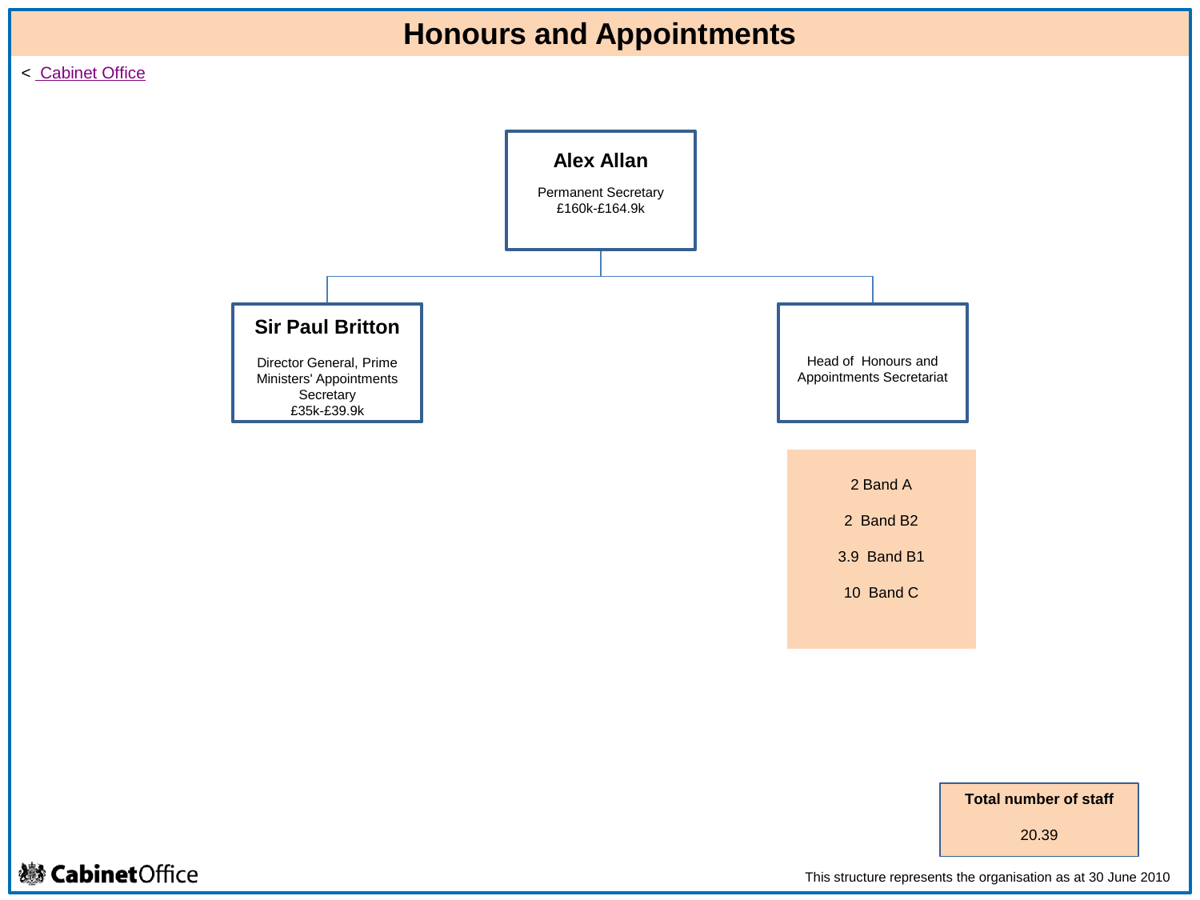# Honours and Appointments

< Cabinet Office

**Alex Allan**

Permanent Secretary
£160k-£164.9k

**Sir Paul Britton**

Director General, Prime Ministers' Appointments Secretary
£35k-£39.9k

Head of Honours and Appointments Secretariat

2 Band A

2 Band B2

3.9 Band B1

10 Band C

**Total number of staff**

20.39

This structure represents the organisation as at 30 June 2010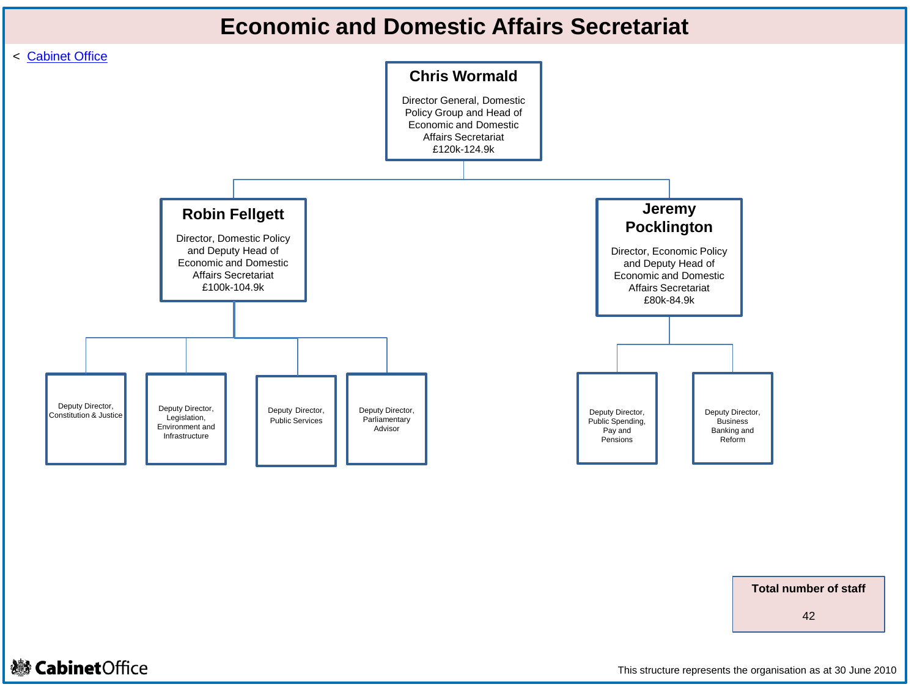# Economic and Domestic Affairs Secretariat

< Cabinet Office

**Chris Wormald**

Director General, Domestic Policy Group and Head of Economic and Domestic Affairs Secretariat
£120k-124.9k

- **Robin Fellgett**

  Director, Domestic Policy and Deputy Head of Economic and Domestic Affairs Secretariat
  £100k-104.9k

  - Deputy Director, Constitution & Justice
  - Deputy Director, Legislation, Environment and Infrastructure
  - Deputy Director, Public Services
  - Deputy Director, Parliamentary Advisor

- **Jeremy Pocklington**

  Director, Economic Policy and Deputy Head of Economic and Domestic Affairs Secretariat
  £80k-84.9k

  - Deputy Director, Public Spending, Pay and Pensions
  - Deputy Director, Business Banking and Reform

**Total number of staff**

42

Cabinet Office

This structure represents the organisation as at 30 June 2010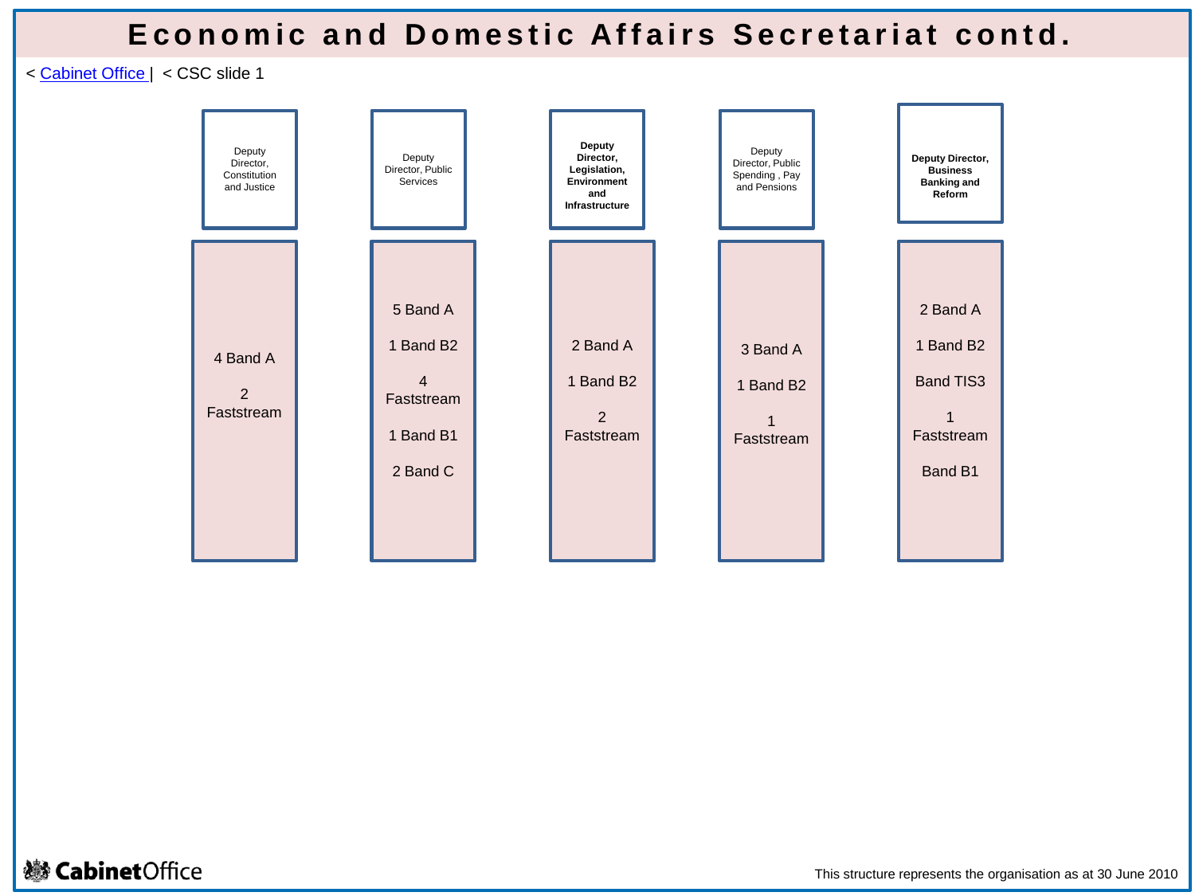# Economic and Domestic Affairs Secretariat contd.

< [Cabinet Office](#) | < CSC slide 1

| Deputy Director, Constitution and Justice | Deputy Director, Public Services | **Deputy Director, Legislation, Environment and Infrastructure** | Deputy Director, Public Spending , Pay and Pensions | **Deputy Director, Business Banking and Reform** |
|---|---|---|---|---|
| 4 Band A<br>2 Faststream | 5 Band A<br>1 Band B2<br>4 Faststream<br>1 Band B1<br>2 Band C | 2 Band A<br>1 Band B2<br>2 Faststream | 3 Band A<br>1 Band B2<br>1 Faststream | 2 Band A<br>1 Band B2<br>Band TIS3<br>1 Faststream<br>Band B1 |

This structure represents the organisation as at 30 June 2010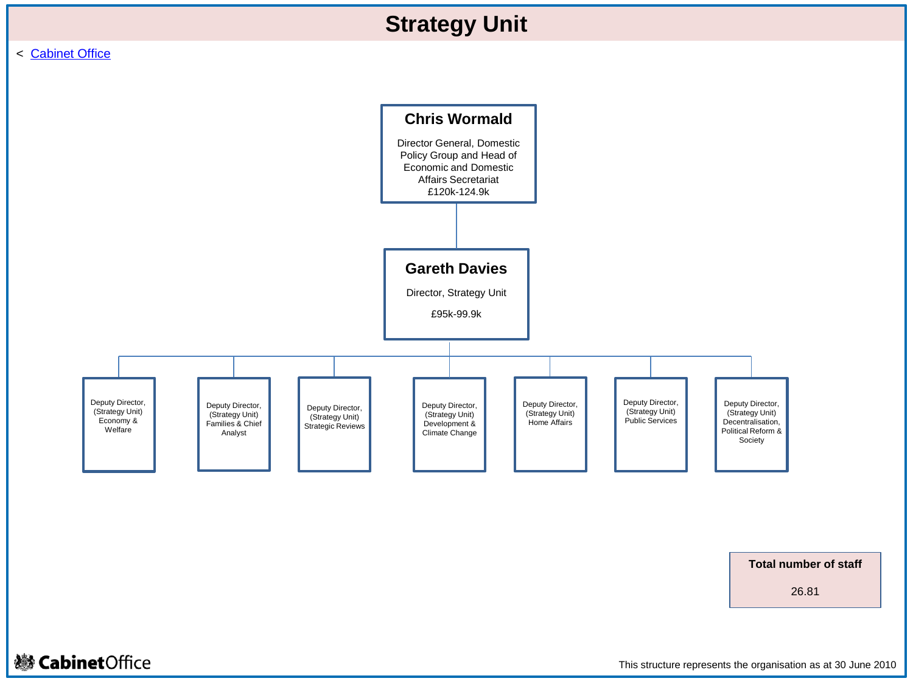# Strategy Unit

< Cabinet Office

**Chris Wormald**

Director General, Domestic Policy Group and Head of Economic and Domestic Affairs Secretariat
£120k-124.9k

**Gareth Davies**

Director, Strategy Unit

£95k-99.9k

- Deputy Director, (Strategy Unit) Economy & Welfare
- Deputy Director, (Strategy Unit) Families & Chief Analyst
- Deputy Director, (Strategy Unit) Strategic Reviews
- Deputy Director, (Strategy Unit) Development & Climate Change
- Deputy Director, (Strategy Unit) Home Affairs
- Deputy Director, (Strategy Unit) Public Services
- Deputy Director, (Strategy Unit) Decentralisation, Political Reform & Society

**Total number of staff**

26.81

Cabinet Office

This structure represents the organisation as at 30 June 2010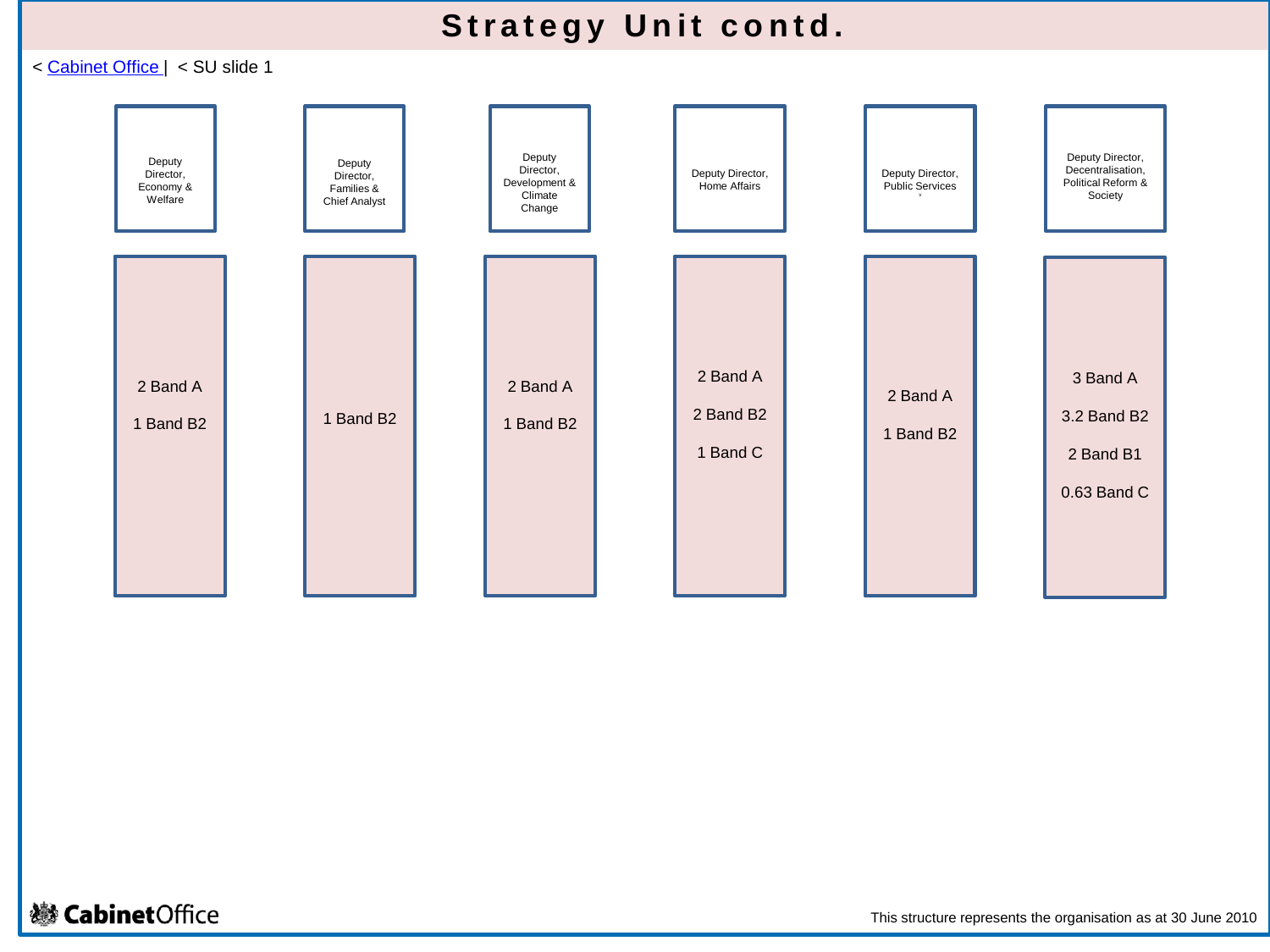# Strategy Unit contd.

< Cabinet Office | < SU slide 1

| Deputy Director, Economy & Welfare | Deputy Director, Families & Chief Analyst | Deputy Director, Development & Climate Change | Deputy Director, Home Affairs | Deputy Director, Public Services | Deputy Director, Decentralisation, Political Reform & Society |
|---|---|---|---|---|---|
| 2 Band A<br>1 Band B2 | 1 Band B2 | 2 Band A<br>1 Band B2 | 2 Band A<br>2 Band B2<br>1 Band C | 2 Band A<br>1 Band B2 | 3 Band A<br>3.2 Band B2<br>2 Band B1<br>0.63 Band C |

This structure represents the organisation as at 30 June 2010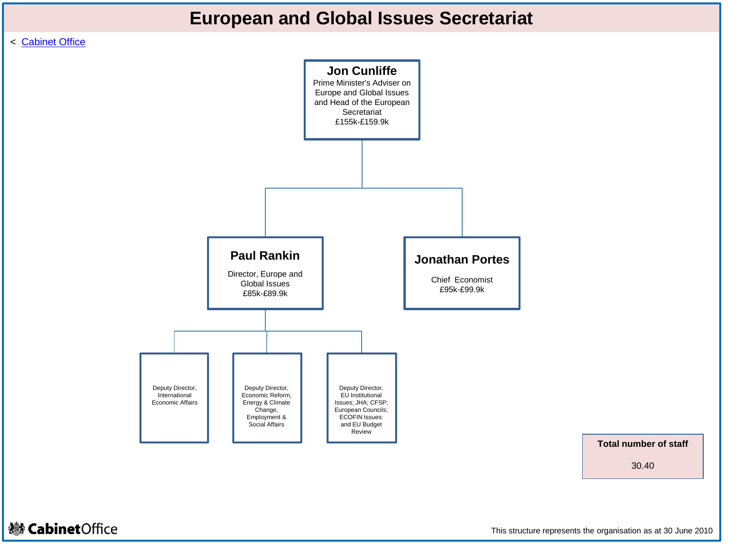# European and Global Issues Secretariat

< Cabinet Office

**Jon Cunliffe**
Prime Minister's Adviser on Europe and Global Issues and Head of the European Secretariat
£155k-£159.9k

- **Paul Rankin**
  Director, Europe and Global Issues
  £85k-£89.9k
  - Deputy Director, International Economic Affairs
  - Deputy Director, Economic Reform, Energy & Climate Change, Employment & Social Affairs
  - Deputy Director, EU Institutional Issues; JHA; CFSP; European Councils; ECOFIN Issues: and EU Budget Review
- **Jonathan Portes**
  Chief Economist
  £95k-£99.9k

**Total number of staff**

30.40

This structure represents the organisation as at 30 June 2010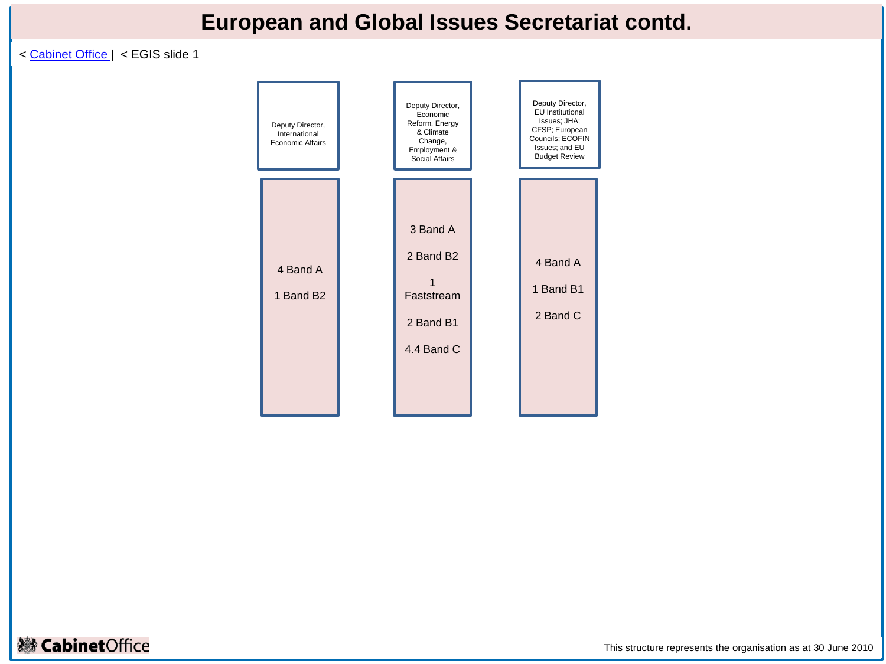# European and Global Issues Secretariat contd.

< [Cabinet Office](#) | < EGIS slide 1

| Deputy Director, International Economic Affairs | Deputy Director, Economic Reform, Energy & Climate Change, Employment & Social Affairs | Deputy Director, EU Institutional Issues; JHA; CFSP; European Councils; ECOFIN Issues; and EU Budget Review |
|---|---|---|
| 4 Band A<br>1 Band B2 | 3 Band A<br>2 Band B2<br>1 Faststream<br>2 Band B1<br>4.4 Band C | 4 Band A<br>1 Band B1<br>2 Band C |

This structure represents the organisation as at 30 June 2010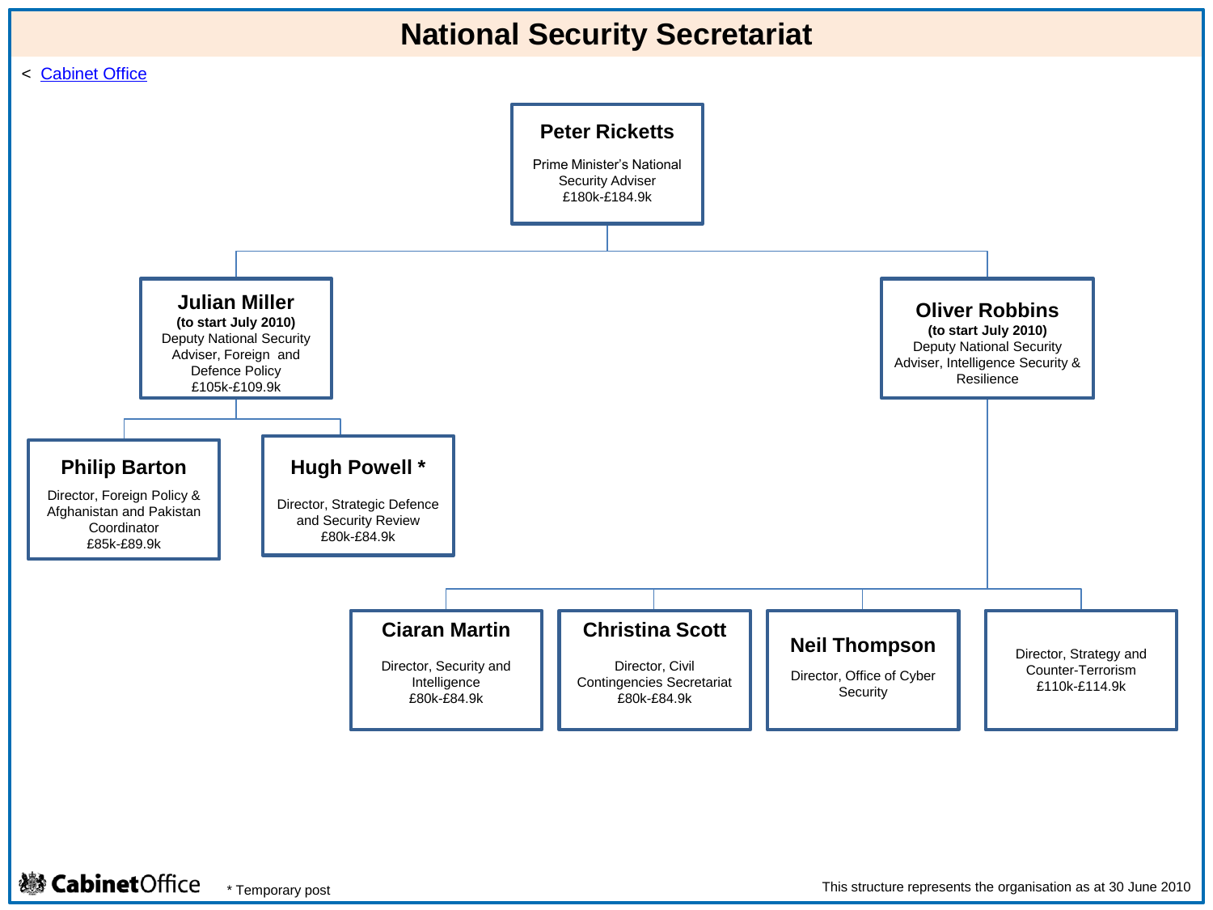# National Security Secretariat

< Cabinet Office

**Peter Ricketts**
Prime Minister's National Security Adviser
£180k-£184.9k

- **Julian Miller**
  **(to start July 2010)**
  Deputy National Security Adviser, Foreign and Defence Policy
  £105k-£109.9k
  - **Philip Barton**
    Director, Foreign Policy & Afghanistan and Pakistan Coordinator
    £85k-£89.9k
  - **Hugh Powell ***
    Director, Strategic Defence and Security Review
    £80k-£84.9k

- **Oliver Robbins**
  **(to start July 2010)**
  Deputy National Security Adviser, Intelligence Security & Resilience
  - **Ciaran Martin**
    Director, Security and Intelligence
    £80k-£84.9k
  - **Christina Scott**
    Director, Civil Contingencies Secretariat
    £80k-£84.9k
  - **Neil Thompson**
    Director, Office of Cyber Security
  - Director, Strategy and Counter-Terrorism
    £110k-£114.9k

Cabinet Office

* Temporary post

This structure represents the organisation as at 30 June 2010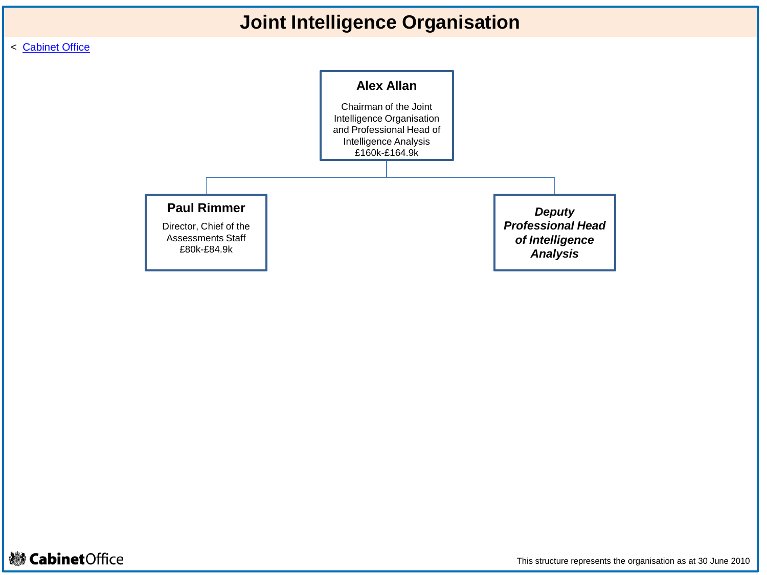# Joint Intelligence Organisation

< [Cabinet Office]

**Alex Allan**

Chairman of the Joint Intelligence Organisation and Professional Head of Intelligence Analysis
£160k-£164.9k

**Paul Rimmer**

Director, Chief of the Assessments Staff
£80k-£84.9k

***Deputy Professional Head of Intelligence Analysis***

This structure represents the organisation as at 30 June 2010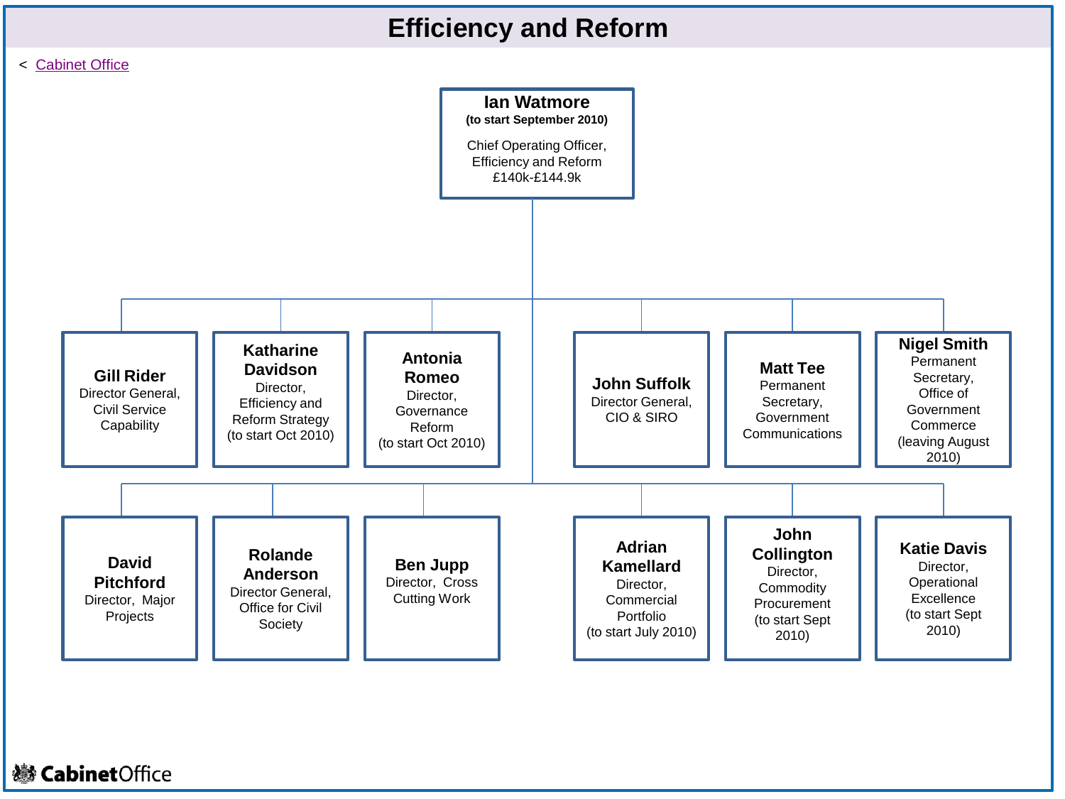# Efficiency and Reform

< Cabinet Office

**Ian Watmore**
**(to start September 2010)**
Chief Operating Officer, Efficiency and Reform
£140k-£144.9k

- **Gill Rider** — Director General, Civil Service Capability
- **Katharine Davidson** — Director, Efficiency and Reform Strategy (to start Oct 2010)
- **Antonia Romeo** — Director, Governance Reform (to start Oct 2010)
- **John Suffolk** — Director General, CIO & SIRO
- **Matt Tee** — Permanent Secretary, Government Communications
- **Nigel Smith** — Permanent Secretary, Office of Government Commerce (leaving August 2010)
- **David Pitchford** — Director, Major Projects
- **Rolande Anderson** — Director General, Office for Civil Society
- **Ben Jupp** — Director, Cross Cutting Work
- **Adrian Kamellard** — Director, Commercial Portfolio (to start July 2010)
- **John Collington** — Director, Commodity Procurement (to start Sept 2010)
- **Katie Davis** — Director, Operational Excellence (to start Sept 2010)

CabinetOffice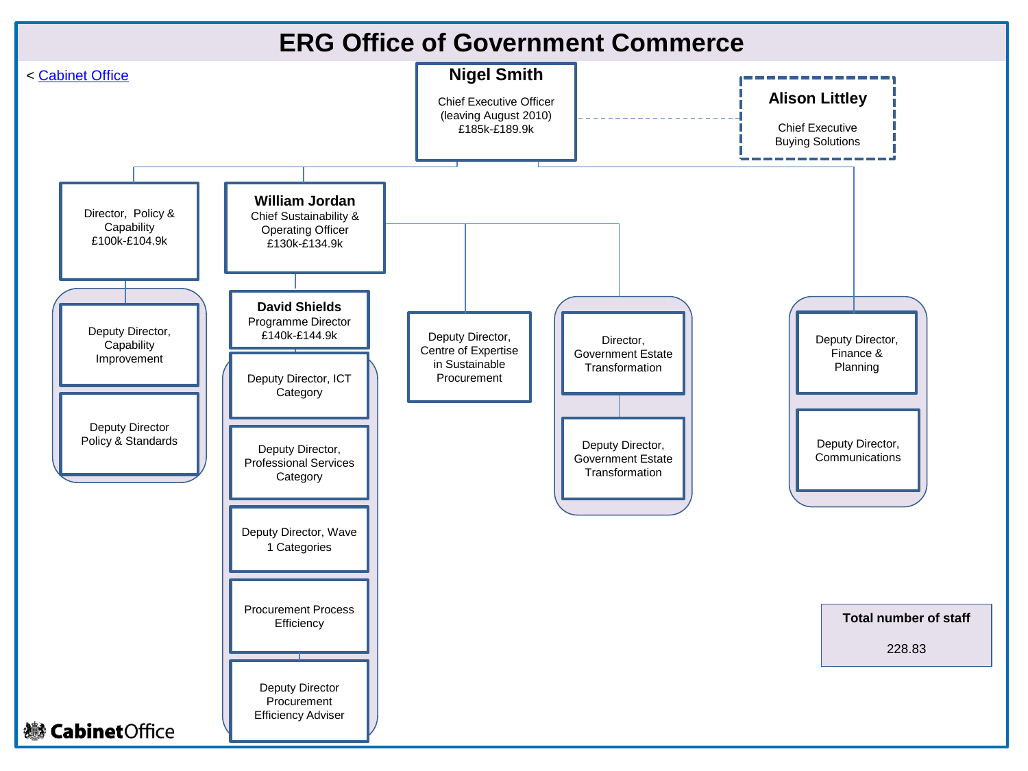# ERG Office of Government Commerce

< Cabinet Office

**Nigel Smith**
Chief Executive Officer
(leaving August 2010)
£185k-£189.9k

**Alison Littley**
Chief Executive
Buying Solutions

Director, Policy & Capability
£100k-£104.9k

- Deputy Director, Capability Improvement
- Deputy Director Policy & Standards

**William Jordan**
Chief Sustainability & Operating Officer
£130k-£134.9k

**David Shields**
Programme Director
£140k-£144.9k

- Deputy Director, ICT Category
- Deputy Director, Professional Services Category
- Deputy Director, Wave 1 Categories
- Procurement Process Efficiency
- Deputy Director Procurement Efficiency Adviser

Deputy Director, Centre of Expertise in Sustainable Procurement

- Director, Government Estate Transformation
- Deputy Director, Government Estate Transformation

- Deputy Director, Finance & Planning
- Deputy Director, Communications

**Total number of staff**

228.83

CabinetOffice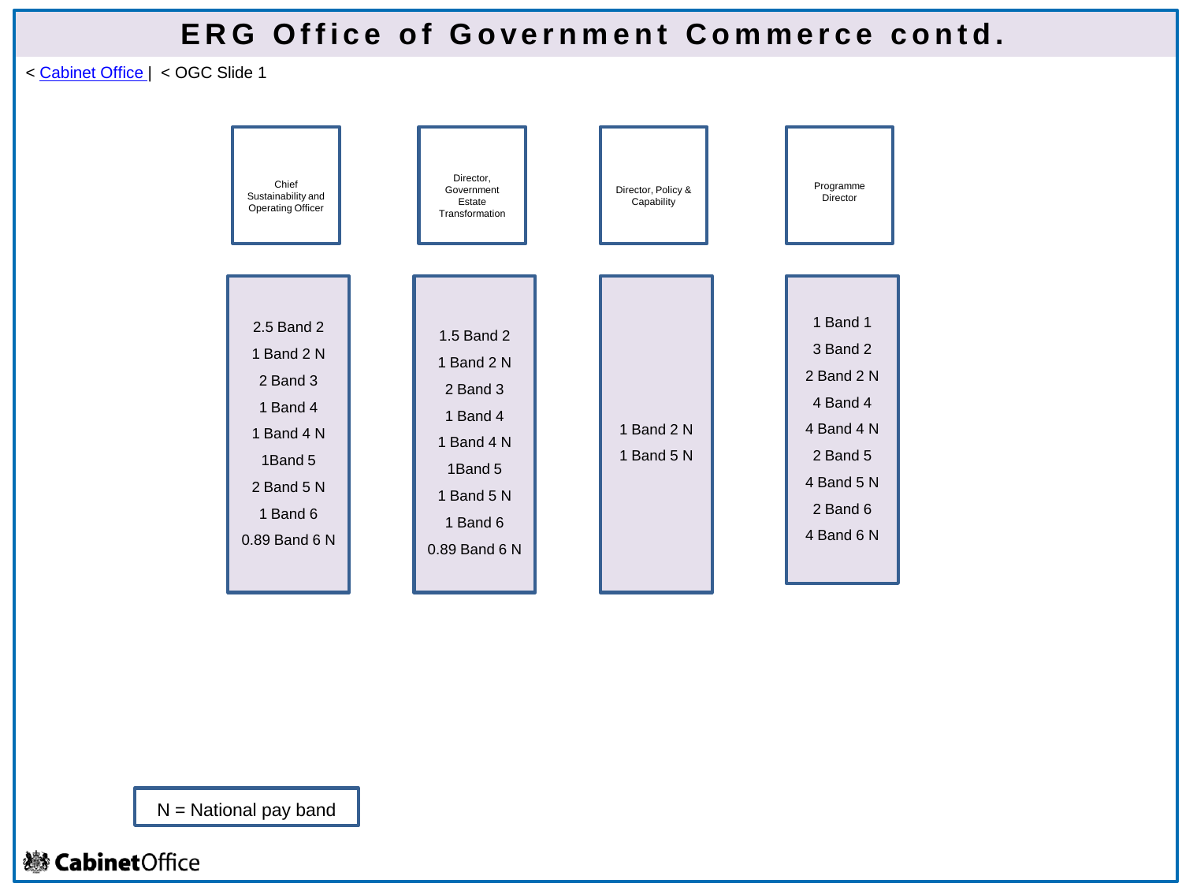# ERG Office of Government Commerce contd.

< Cabinet Office | < OGC Slide 1

| Chief Sustainability and Operating Officer | Director, Government Estate Transformation | Director, Policy & Capability | Programme Director |
|---|---|---|---|
| 2.5 Band 2 | 1.5 Band 2 | 1 Band 2 N | 1 Band 1 |
| 1 Band 2 N | 1 Band 2 N | 1 Band 5 N | 3 Band 2 |
| 2 Band 3 | 2 Band 3 | | 2 Band 2 N |
| 1 Band 4 | 1 Band 4 | | 4 Band 4 |
| 1 Band 4 N | 1 Band 4 N | | 4 Band 4 N |
| 1Band 5 | 1Band 5 | | 2 Band 5 |
| 2 Band 5 N | 1 Band 5 N | | 4 Band 5 N |
| 1 Band 6 | 1 Band 6 | | 2 Band 6 |
| 0.89 Band 6 N | 0.89 Band 6 N | | 4 Band 6 N |

N = National pay band

Cabinet Office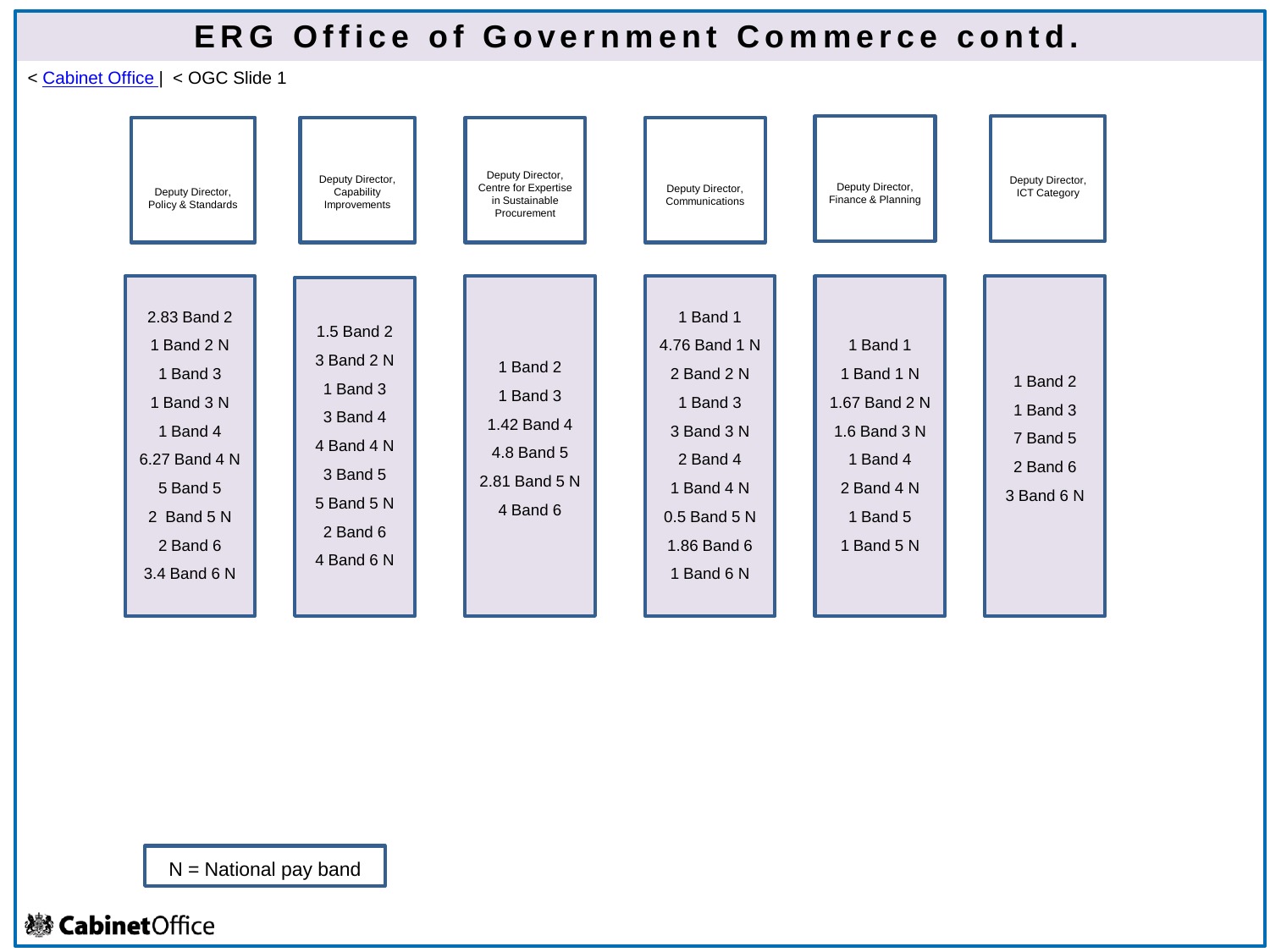# ERG Office of Government Commerce contd.

< [Cabinet Office](#) | < OGC Slide 1

| Deputy Director, Policy & Standards | Deputy Director, Capability Improvements | Deputy Director, Centre for Expertise in Sustainable Procurement | Deputy Director, Communications | Deputy Director, Finance & Planning | Deputy Director, ICT Category |
|---|---|---|---|---|---|
| 2.83 Band 2<br>1 Band 2 N<br>1 Band 3<br>1 Band 3 N<br>1 Band 4<br>6.27 Band 4 N<br>5 Band 5<br>2 Band 5 N<br>2 Band 6<br>3.4 Band 6 N | 1.5 Band 2<br>3 Band 2 N<br>1 Band 3<br>3 Band 4<br>4 Band 4 N<br>3 Band 5<br>5 Band 5 N<br>2 Band 6<br>4 Band 6 N | 1 Band 2<br>1 Band 3<br>1.42 Band 4<br>4.8 Band 5<br>2.81 Band 5 N<br>4 Band 6 | 1 Band 1<br>4.76 Band 1 N<br>2 Band 2 N<br>1 Band 3<br>3 Band 3 N<br>2 Band 4<br>1 Band 4 N<br>0.5 Band 5 N<br>1.86 Band 6<br>1 Band 6 N | 1 Band 1<br>1 Band 1 N<br>1.67 Band 2 N<br>1.6 Band 3 N<br>1 Band 4<br>2 Band 4 N<br>1 Band 5<br>1 Band 5 N | 1 Band 2<br>1 Band 3<br>7 Band 5<br>2 Band 6<br>3 Band 6 N |

N = National pay band

CabinetOffice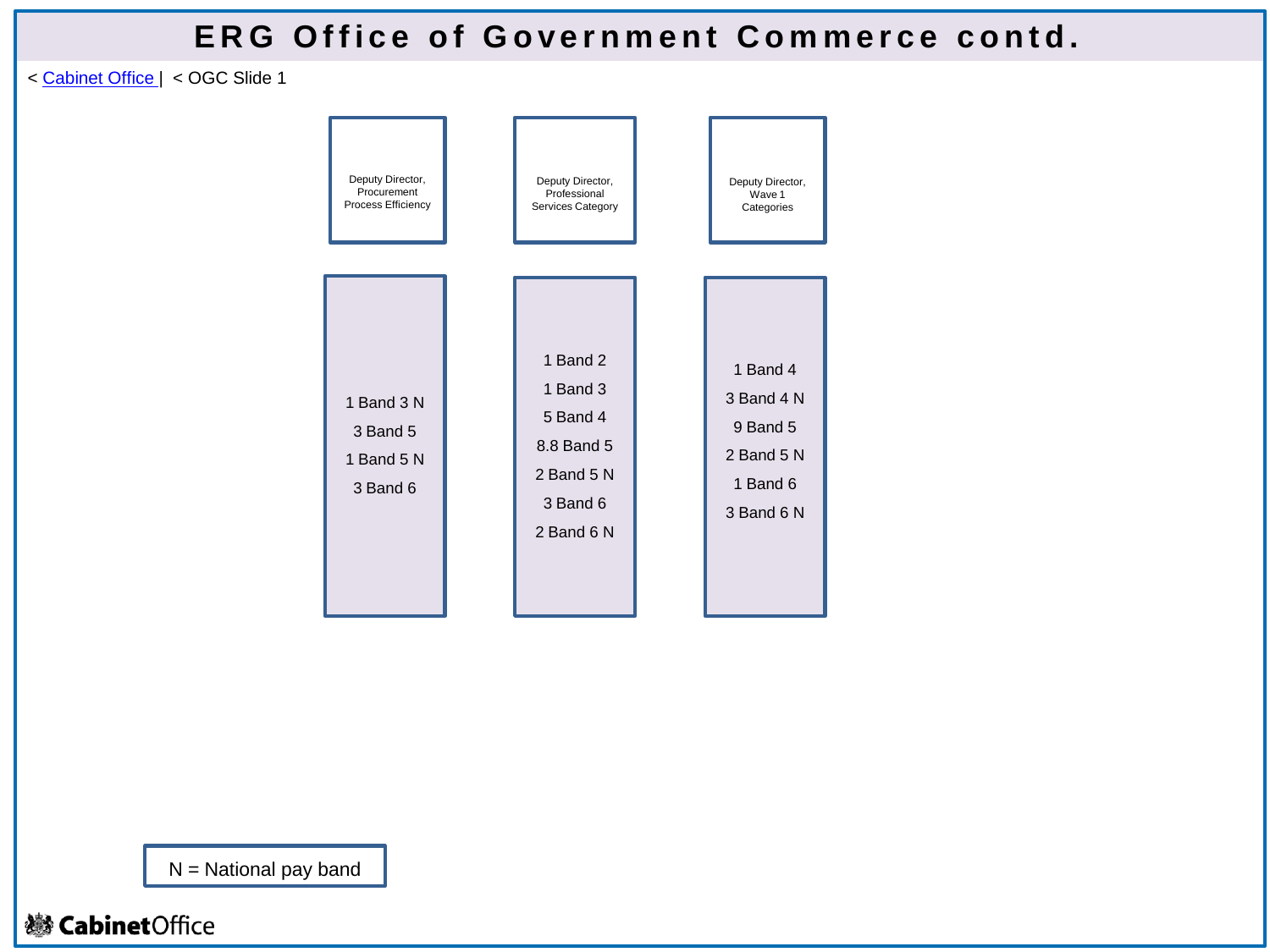# ERG Office of Government Commerce contd.

< Cabinet Office | < OGC Slide 1

| Deputy Director, Procurement Process Efficiency | Deputy Director, Professional Services Category | Deputy Director, Wave 1 Categories |
|---|---|---|
| 1 Band 3 N<br>3 Band 5<br>1 Band 5 N<br>3 Band 6 | 1 Band 2<br>1 Band 3<br>5 Band 4<br>8.8 Band 5<br>2 Band 5 N<br>3 Band 6<br>2 Band 6 N | 1 Band 4<br>3 Band 4 N<br>9 Band 5<br>2 Band 5 N<br>1 Band 6<br>3 Band 6 N |

N = National pay band

Cabinet Office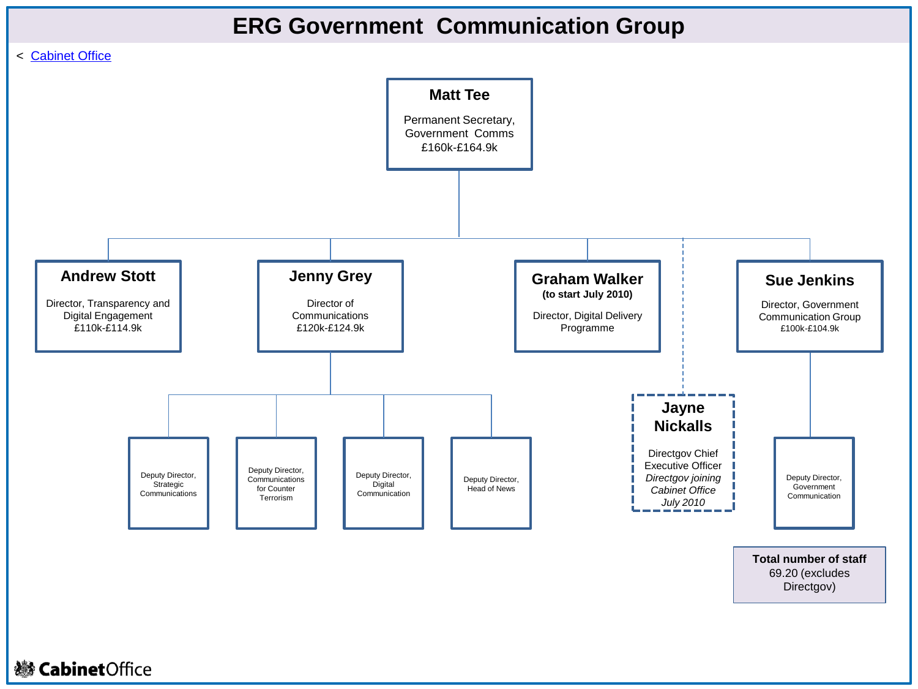# ERG Government Communication Group

< [Cabinet Office]

**Matt Tee**
Permanent Secretary, Government Comms
£160k-£164.9k

- **Andrew Stott**
  Director, Transparency and Digital Engagement
  £110k-£114.9k

- **Jenny Grey**
  Director of Communications
  £120k-£124.9k
  - Deputy Director, Strategic Communications
  - Deputy Director, Communications for Counter Terrorism
  - Deputy Director, Digital Communication
  - Deputy Director, Head of News

- **Graham Walker**
  **(to start July 2010)**
  Director, Digital Delivery Programme

- **Jayne Nickalls**
  Directgov Chief Executive Officer
  *Directgov joining Cabinet Office July 2010*

- **Sue Jenkins**
  Director, Government Communication Group
  £100k-£104.9k
  - Deputy Director, Government Communication

**Total number of staff** 69.20 (excludes Directgov)

CabinetOffice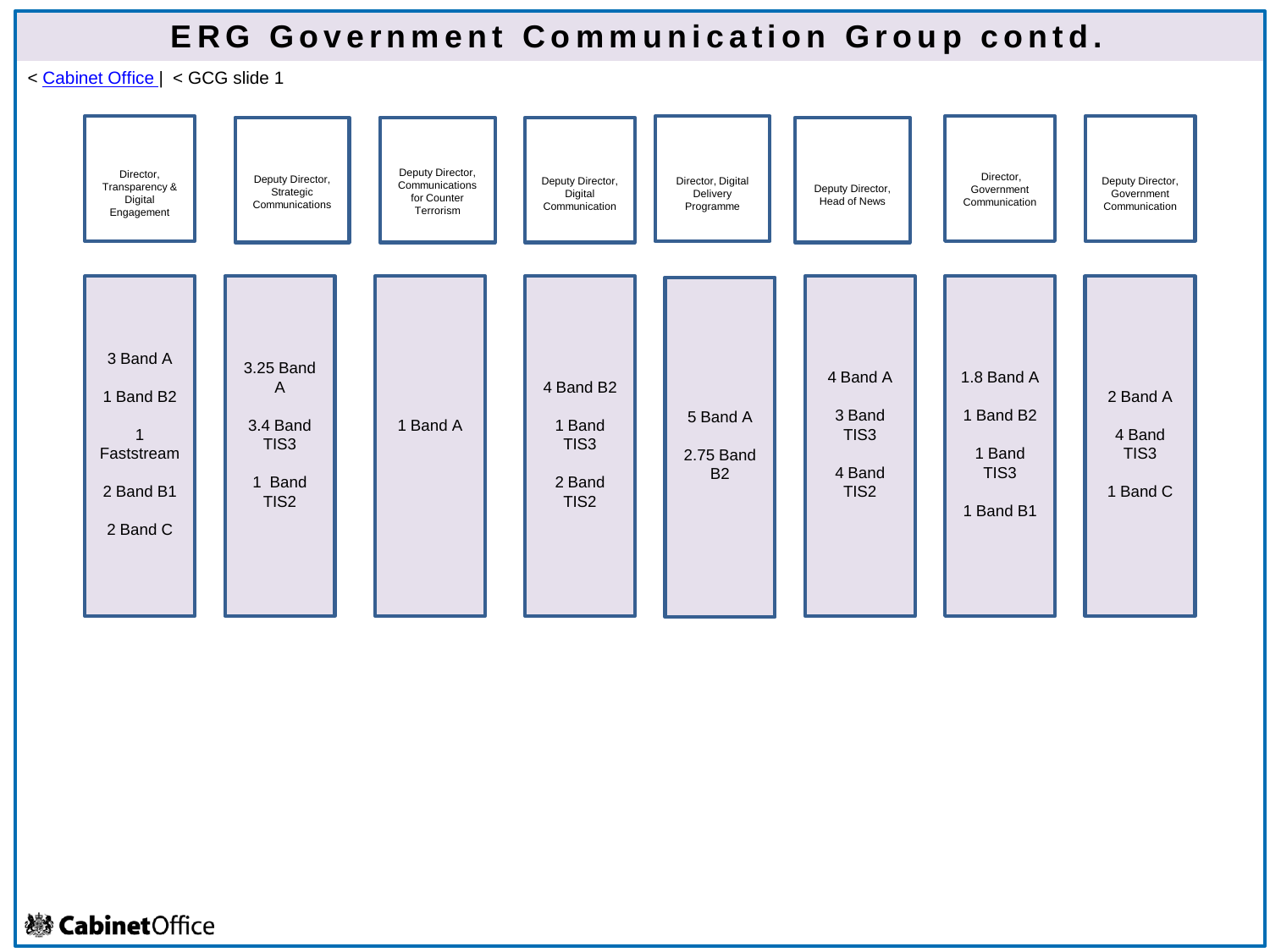# ERG Government Communication Group contd.

< [Cabinet Office](#) | < GCG slide 1

| Director, Transparency & Digital Engagement | Deputy Director, Strategic Communications | Deputy Director, Communications for Counter Terrorism | Deputy Director, Digital Communication | Director, Digital Delivery Programme | Deputy Director, Head of News | Director, Government Communication | Deputy Director, Government Communication |
|---|---|---|---|---|---|---|---|
| 3 Band A<br>1 Band B2<br>1 Faststream<br>2 Band B1<br>2 Band C | 3.25 Band A<br>3.4 Band TIS3<br>1 Band TIS2 | 1 Band A | 4 Band B2<br>1 Band TIS3<br>2 Band TIS2 | 5 Band A<br>2.75 Band B2 | 4 Band A<br>3 Band TIS3<br>4 Band TIS2 | 1.8 Band A<br>1 Band B2<br>1 Band TIS3<br>1 Band B1 | 2 Band A<br>4 Band TIS3<br>1 Band C |

Cabinet Office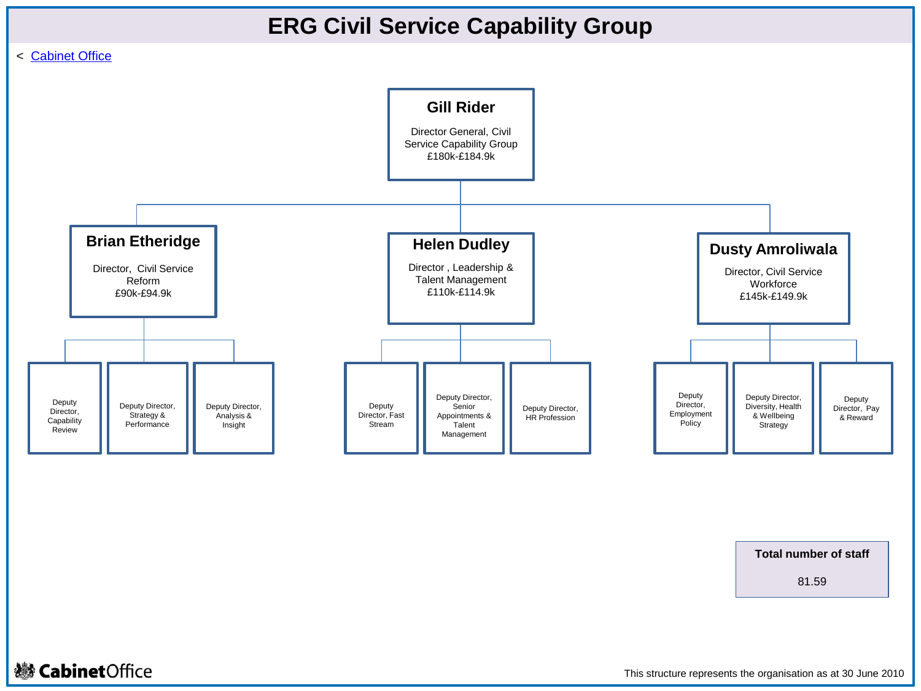# ERG Civil Service Capability Group

< [Cabinet Office]

## Gill Rider

Director General, Civil Service Capability Group
£180k-£184.9k

### Brian Etheridge

Director, Civil Service Reform
£90k-£94.9k

- Deputy Director, Capability Review
- Deputy Director, Strategy & Performance
- Deputy Director, Analysis & Insight

### Helen Dudley

Director , Leadership & Talent Management
£110k-£114.9k

- Deputy Director, Fast Stream
- Deputy Director, Senior Appointments & Talent Management
- Deputy Director, HR Profession

### Dusty Amroliwala

Director, Civil Service Workforce
£145k-£149.9k

- Deputy Director, Employment Policy
- Deputy Director, Diversity, Health & Wellbeing Strategy
- Deputy Director, Pay & Reward

**Total number of staff**

81.59

CabinetOffice

This structure represents the organisation as at 30 June 2010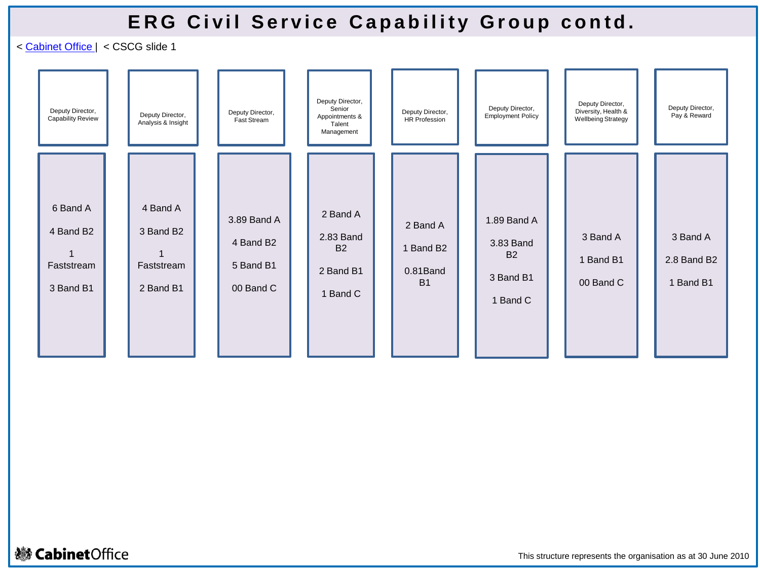# ERG Civil Service Capability Group contd.

< Cabinet Office | < CSCG slide 1

| Deputy Director, Capability Review | Deputy Director, Analysis & Insight | Deputy Director, Fast Stream | Deputy Director, Senior Appointments & Talent Management | Deputy Director, HR Profession | Deputy Director, Employment Policy | Deputy Director, Diversity, Health & Wellbeing Strategy | Deputy Director, Pay & Reward |
|---|---|---|---|---|---|---|---|
| 6 Band A<br>4 Band B2<br>1 Faststream<br>3 Band B1 | 4 Band A<br>3 Band B2<br>1 Faststream<br>2 Band B1 | 3.89 Band A<br>4 Band B2<br>5 Band B1<br>00 Band C | 2 Band A<br>2.83 Band B2<br>2 Band B1<br>1 Band C | 2 Band A<br>1 Band B2<br>0.81Band B1 | 1.89 Band A<br>3.83 Band B2<br>3 Band B1<br>1 Band C | 3 Band A<br>1 Band B1<br>00 Band C | 3 Band A<br>2.8 Band B2<br>1 Band B1 |

This structure represents the organisation as at 30 June 2010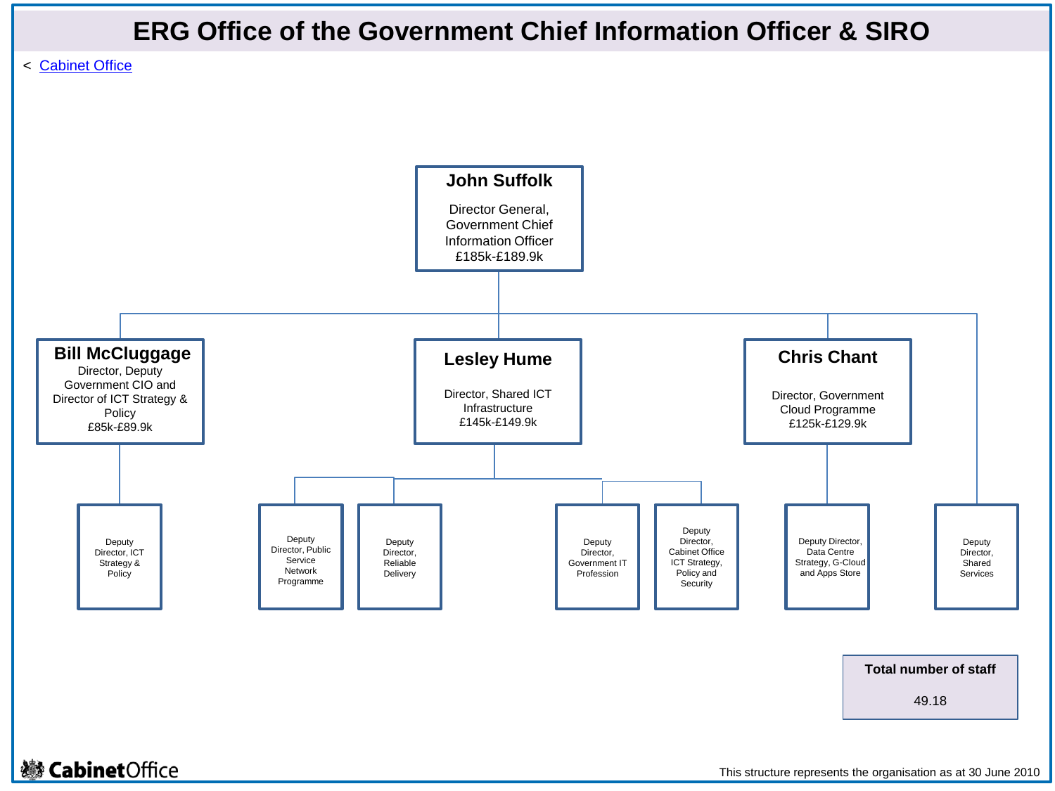# ERG Office of the Government Chief Information Officer & SIRO

< Cabinet Office

**John Suffolk**
Director General, Government Chief Information Officer
£185k-£189.9k

- **Bill McCluggage**
  Director, Deputy Government CIO and Director of ICT Strategy & Policy
  £85k-£89.9k
  - Deputy Director, ICT Strategy & Policy
- **Lesley Hume**
  Director, Shared ICT Infrastructure
  £145k-£149.9k
  - Deputy Director, Public Service Network Programme
  - Deputy Director, Reliable Delivery
  - Deputy Director, Government IT Profession
  - Deputy Director, Cabinet Office ICT Strategy, Policy and Security
- **Chris Chant**
  Director, Government Cloud Programme
  £125k-£129.9k
  - Deputy Director, Data Centre Strategy, G-Cloud and Apps Store
- Deputy Director, Shared Services

**Total number of staff**

49.18

This structure represents the organisation as at 30 June 2010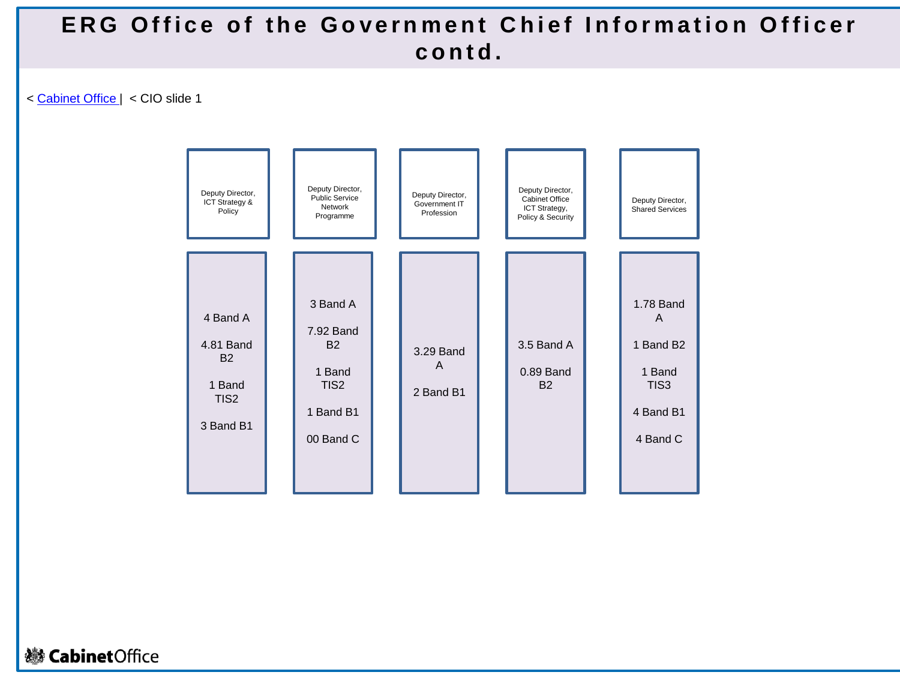# ERG Office of the Government Chief Information Officer contd.

< Cabinet Office | < CIO slide 1

| Deputy Director, ICT Strategy & Policy | Deputy Director, Public Service Network Programme | Deputy Director, Government IT Profession | Deputy Director, Cabinet Office ICT Strategy, Policy & Security | Deputy Director, Shared Services |
|---|---|---|---|---|
| 4 Band A<br><br>4.81 Band B2<br><br>1 Band TIS2<br><br>3 Band B1 | 3 Band A<br><br>7.92 Band B2<br><br>1 Band TIS2<br><br>1 Band B1<br><br>00 Band C | 3.29 Band A<br><br>2 Band B1 | 3.5 Band A<br><br>0.89 Band B2 | 1.78 Band A<br><br>1 Band B2<br><br>1 Band TIS3<br><br>4 Band B1<br><br>4 Band C |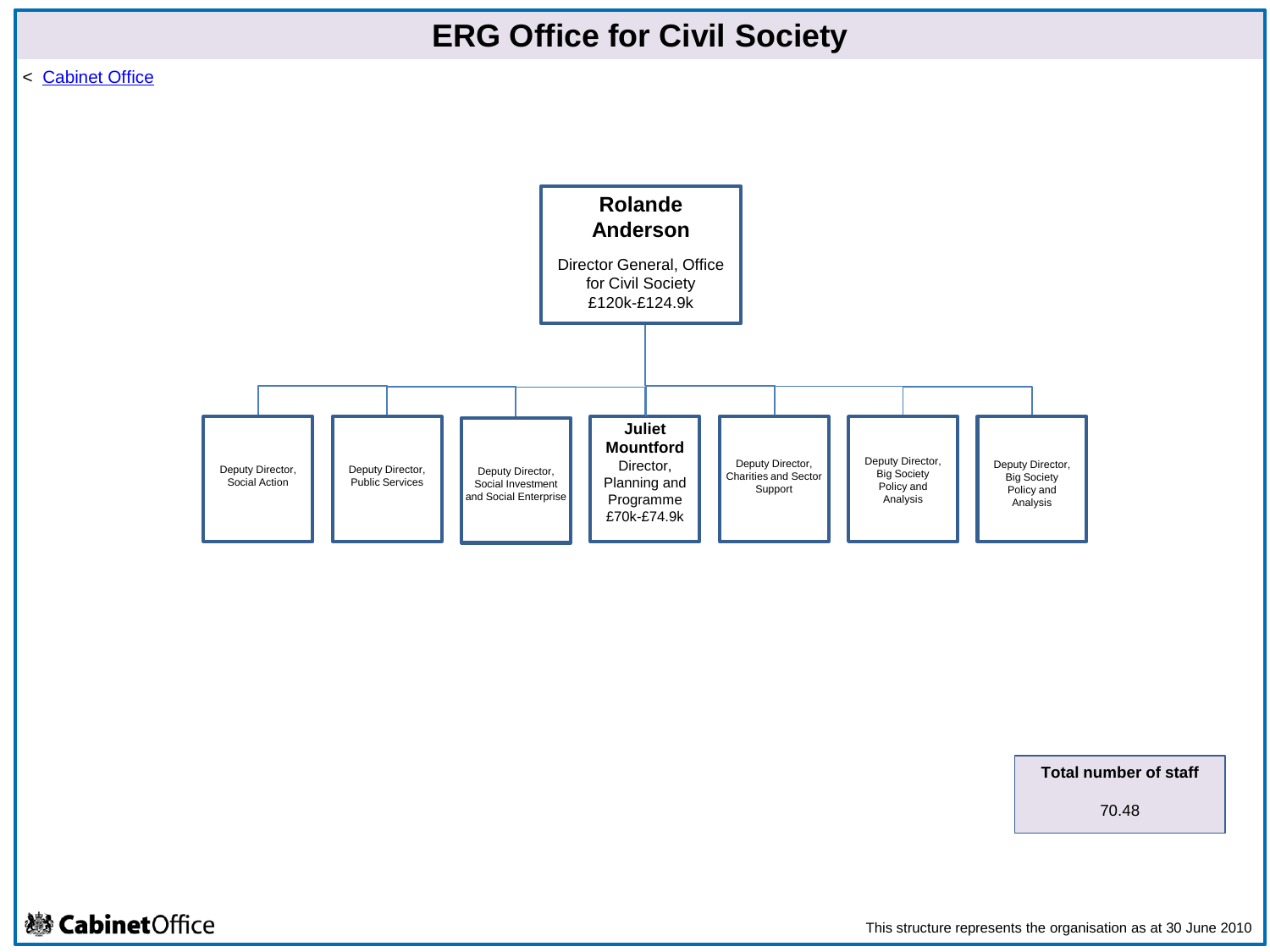# ERG Office for Civil Society

< Cabinet Office

**Rolande Anderson**
Director General, Office for Civil Society
£120k-£124.9k

- Deputy Director, Social Action
- Deputy Director, Public Services
- Deputy Director, Social Investment and Social Enterprise
- **Juliet Mountford** – Director, Planning and Programme, £70k-£74.9k
- Deputy Director, Charities and Sector Support
- Deputy Director, Big Society Policy and Analysis
- Deputy Director, Big Society Policy and Analysis

**Total number of staff**

70.48

Cabinet Office

This structure represents the organisation as at 30 June 2010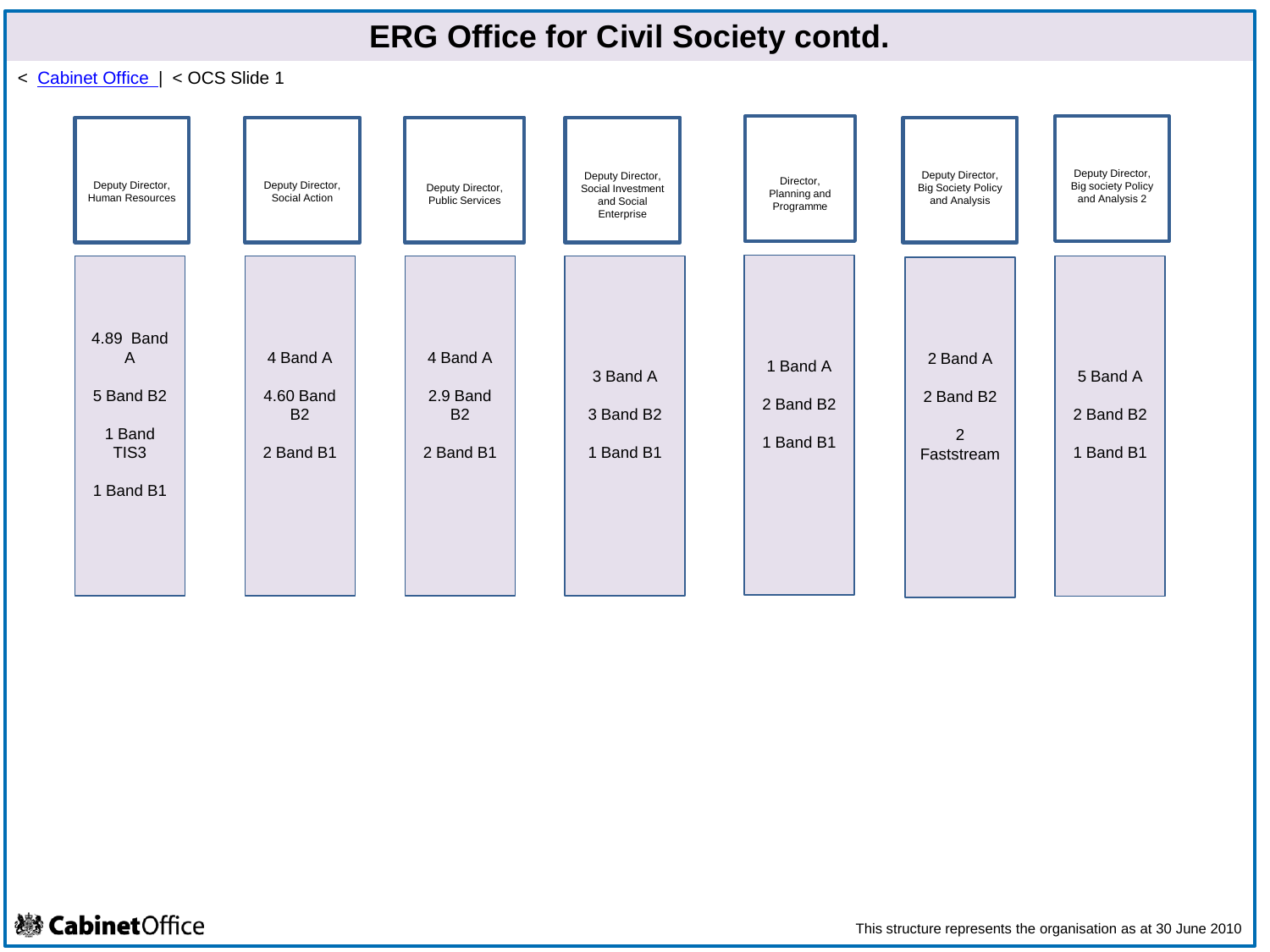# ERG Office for Civil Society contd.

< Cabinet Office | < OCS Slide 1

| Deputy Director, Human Resources | Deputy Director, Social Action | Deputy Director, Public Services | Deputy Director, Social Investment and Social Enterprise | Director, Planning and Programme | Deputy Director, Big Society Policy and Analysis | Deputy Director, Big society Policy and Analysis 2 |
|---|---|---|---|---|---|---|
| 4.89 Band A<br><br>5 Band B2<br><br>1 Band TIS3<br><br>1 Band B1 | 4 Band A<br><br>4.60 Band B2<br><br>2 Band B1 | 4 Band A<br><br>2.9 Band B2<br><br>2 Band B1 | 3 Band A<br><br>3 Band B2<br><br>1 Band B1 | 1 Band A<br><br>2 Band B2<br><br>1 Band B1 | 2 Band A<br><br>2 Band B2<br><br>2 Faststream | 5 Band A<br><br>2 Band B2<br><br>1 Band B1 |

This structure represents the organisation as at 30 June 2010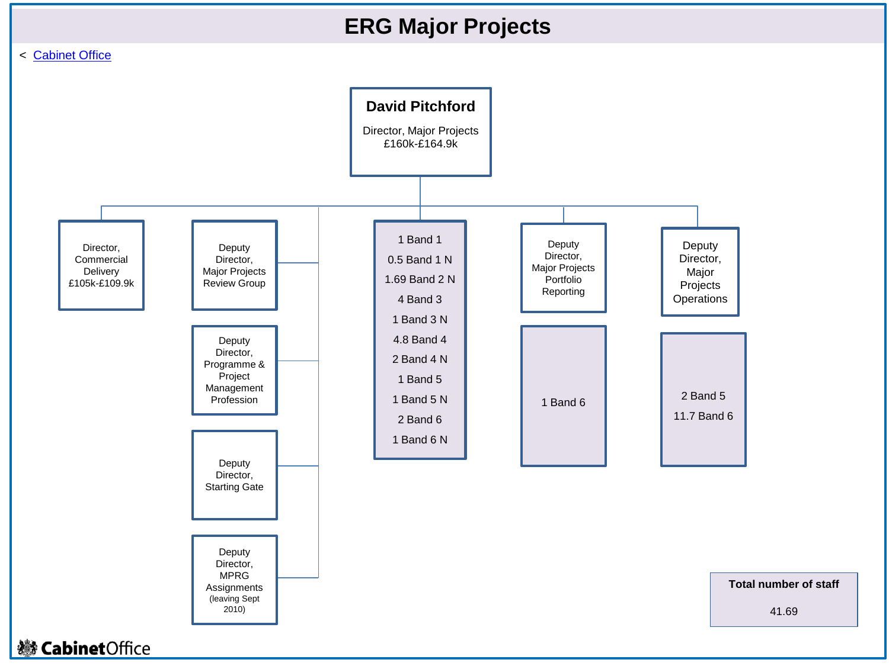# ERG Major Projects

< Cabinet Office

**David Pitchford**

Director, Major Projects
£160k-£164.9k

- Director, Commercial Delivery £105k-£109.9k
- Deputy Director, Major Projects Review Group
- Deputy Director, Programme & Project Management Profession
- Deputy Director, Starting Gate
- Deputy Director, MPRG Assignments (leaving Sept 2010)
- Staff:
  - 1 Band 1
  - 0.5 Band 1 N
  - 1.69 Band 2 N
  - 4 Band 3
  - 1 Band 3 N
  - 4.8 Band 4
  - 2 Band 4 N
  - 1 Band 5
  - 1 Band 5 N
  - 2 Band 6
  - 1 Band 6 N
- Deputy Director, Major Projects Portfolio Reporting
  - 1 Band 6
- Deputy Director, Major Projects Operations
  - 2 Band 5
  - 11.7 Band 6

**Total number of staff**

41.69

Cabinet Office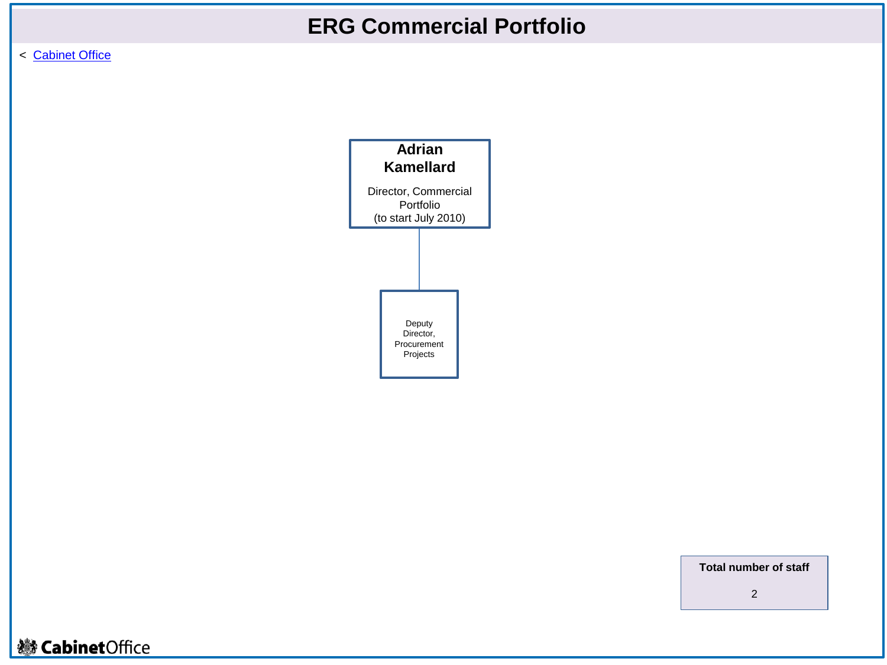# ERG Commercial Portfolio

< Cabinet Office

**Adrian Kamellard**

Director, Commercial Portfolio
(to start July 2010)

- Deputy Director, Procurement Projects

**Total number of staff**

2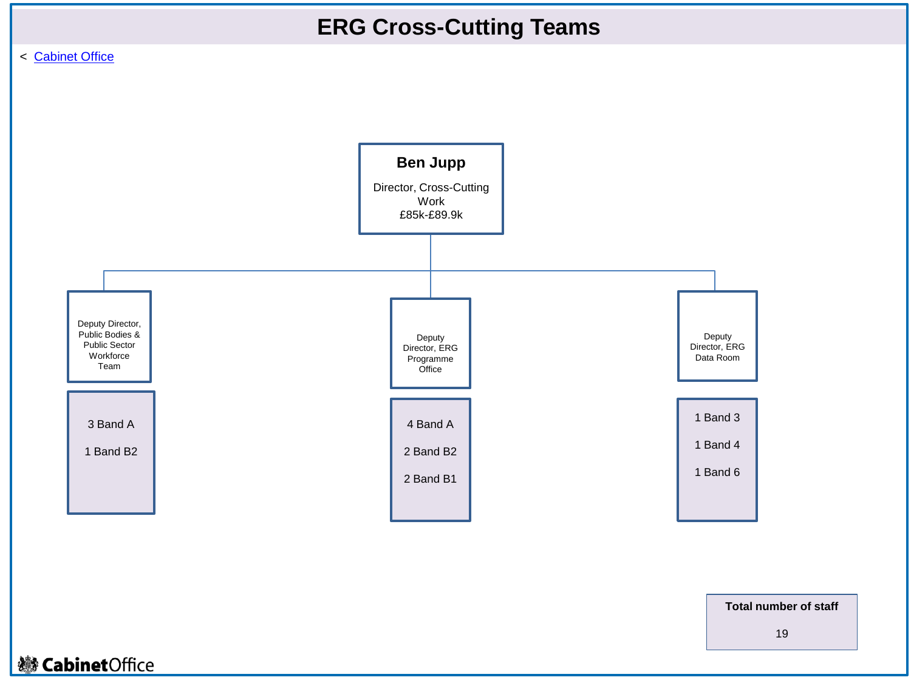# ERG Cross-Cutting Teams

< Cabinet Office

**Ben Jupp**

Director, Cross-Cutting Work
£85k-£89.9k

- Deputy Director, Public Bodies & Public Sector Workforce Team
  - 3 Band A
  - 1 Band B2
- Deputy Director, ERG Programme Office
  - 4 Band A
  - 2 Band B2
  - 2 Band B1
- Deputy Director, ERG Data Room
  - 1 Band 3
  - 1 Band 4
  - 1 Band 6

**Total number of staff**

19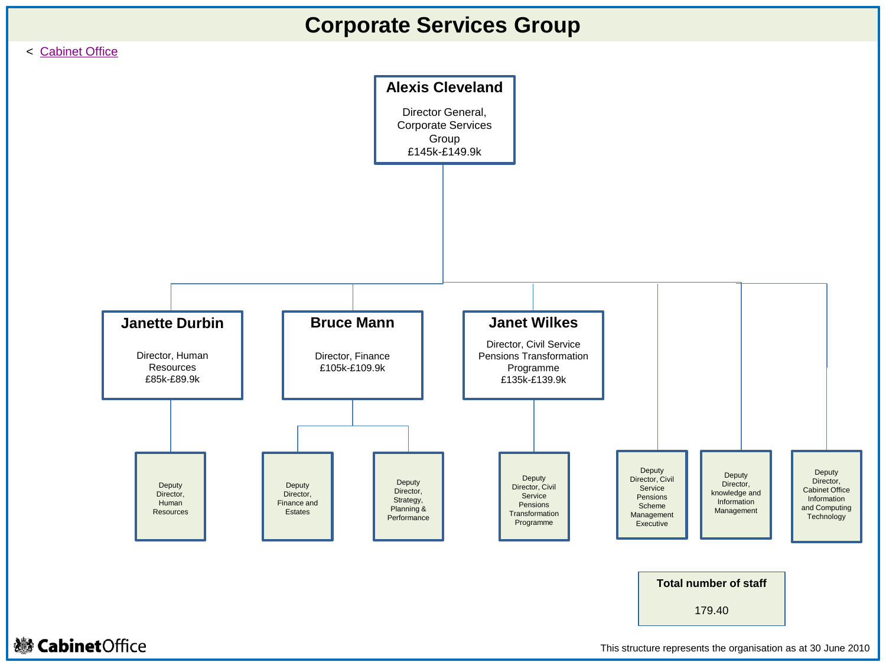# Corporate Services Group

< Cabinet Office

**Alexis Cleveland**
Director General, Corporate Services Group
£145k-£149.9k

- **Janette Durbin**
  Director, Human Resources
  £85k-£89.9k
  - Deputy Director, Human Resources
- **Bruce Mann**
  Director, Finance
  £105k-£109.9k
  - Deputy Director, Finance and Estates
  - Deputy Director, Strategy, Planning & Performance
- **Janet Wilkes**
  Director, Civil Service Pensions Transformation Programme
  £135k-£139.9k
  - Deputy Director, Civil Service Pensions Transformation Programme
- Deputy Director, Civil Service Pensions Scheme Management Executive
- Deputy Director, knowledge and Information Management
- Deputy Director, Cabinet Office Information and Computing Technology

**Total number of staff**

179.40

Cabinet Office

This structure represents the organisation as at 30 June 2010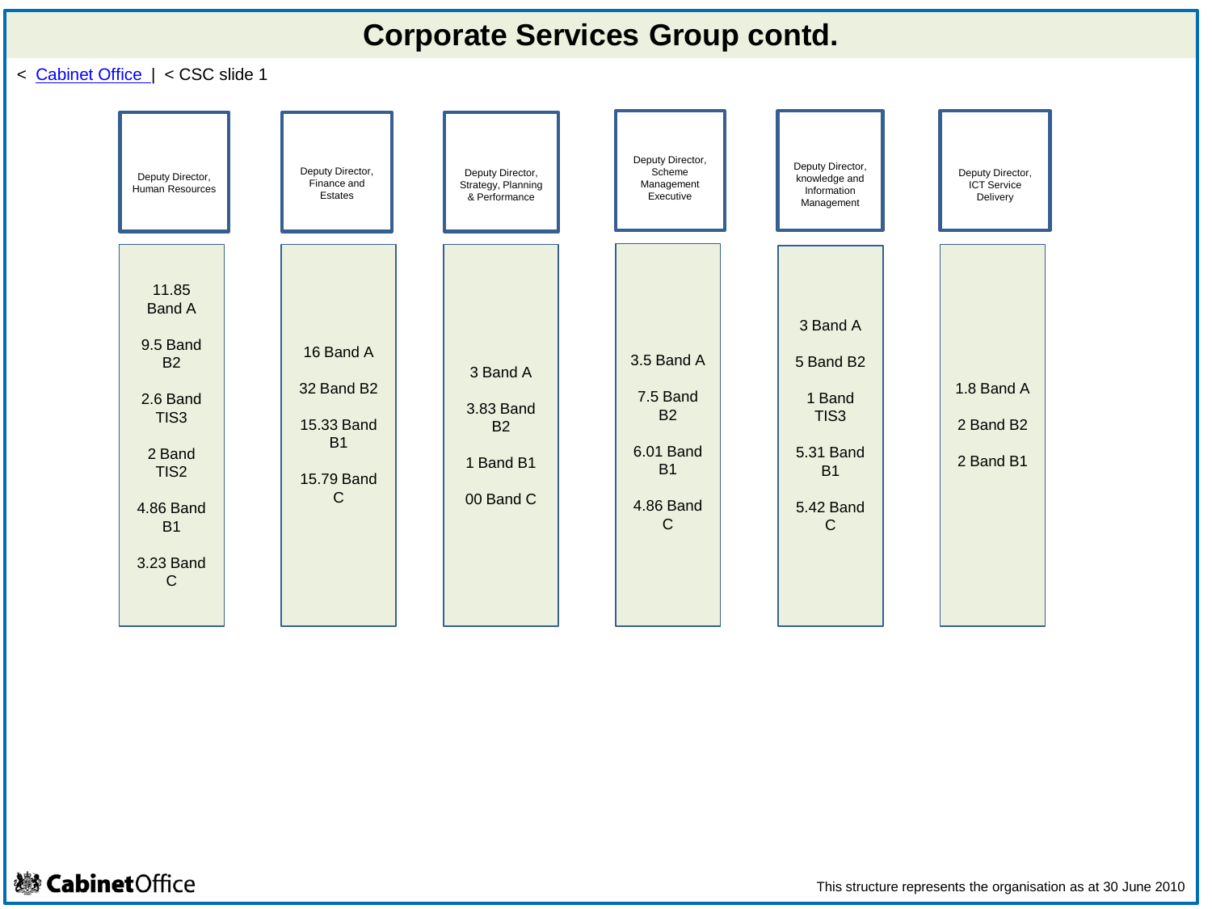# Corporate Services Group contd.

< Cabinet Office | < CSC slide 1

| Deputy Director, Human Resources | Deputy Director, Finance and Estates | Deputy Director, Strategy, Planning & Performance | Deputy Director, Scheme Management Executive | Deputy Director, knowledge and Information Management | Deputy Director, ICT Service Delivery |
|---|---|---|---|---|---|
| 11.85 Band A<br><br>9.5 Band B2<br><br>2.6 Band TIS3<br><br>2 Band TIS2<br><br>4.86 Band B1<br><br>3.23 Band C | 16 Band A<br><br>32 Band B2<br><br>15.33 Band B1<br><br>15.79 Band C | 3 Band A<br><br>3.83 Band B2<br><br>1 Band B1<br><br>00 Band C | 3.5 Band A<br><br>7.5 Band B2<br><br>6.01 Band B1<br><br>4.86 Band C | 3 Band A<br><br>5 Band B2<br><br>1 Band TIS3<br><br>5.31 Band B1<br><br>5.42 Band C | 1.8 Band A<br><br>2 Band B2<br><br>2 Band B1 |

This structure represents the organisation as at 30 June 2010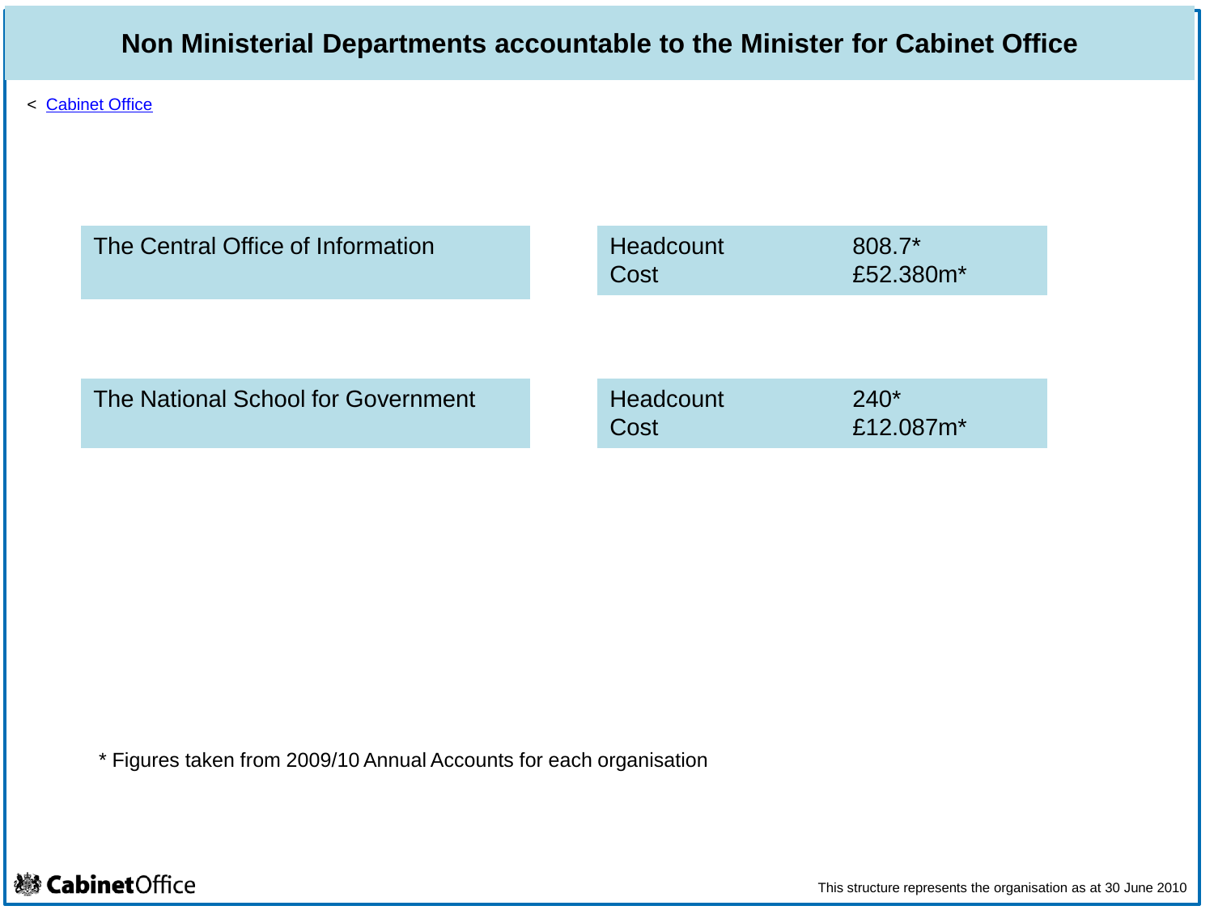# Non Ministerial Departments accountable to the Minister for Cabinet Office

< Cabinet Office

| | | |
|---|---|---|
| The Central Office of Information | Headcount | 808.7* |
| | Cost | £52.380m* |
| The National School for Government | Headcount | 240* |
| | Cost | £12.087m* |

* Figures taken from 2009/10 Annual Accounts for each organisation

Cabinet Office

This structure represents the organisation as at 30 June 2010